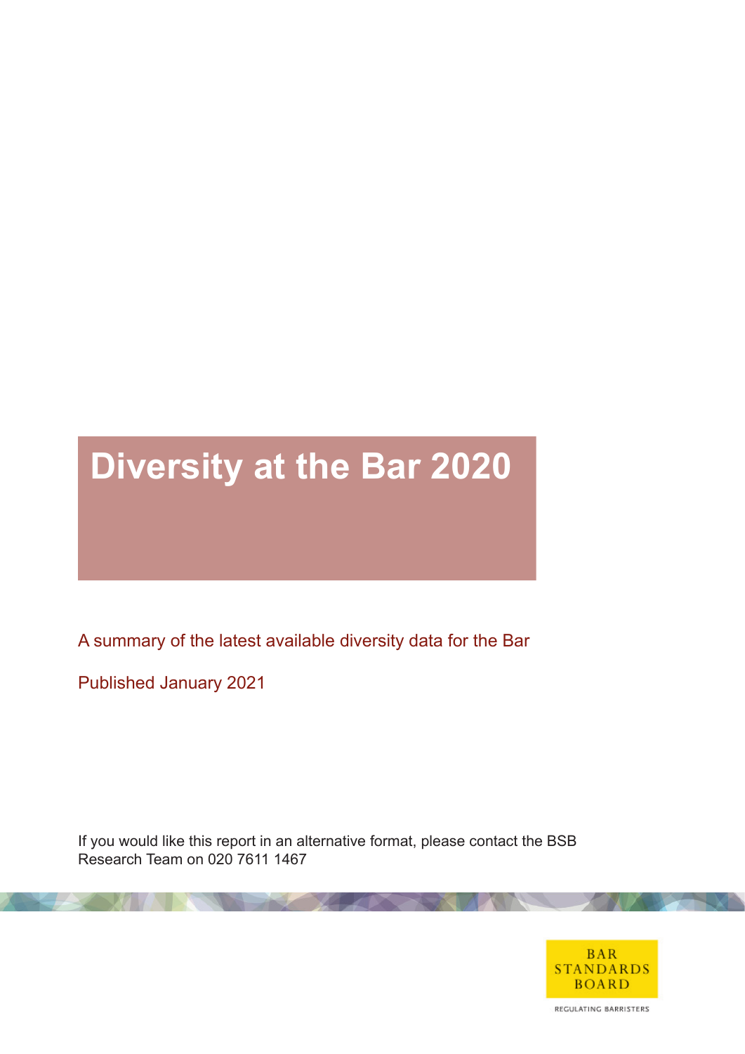# Diversity at the Bar 2020

A summary of the latest available diversity data for the Bar

Published January 2021

If you would like this report in an alternative format, please contact the BSB Research Team on 020 7611 1467

BAR STANDARDS BOARD

REGULATING BARRISTERS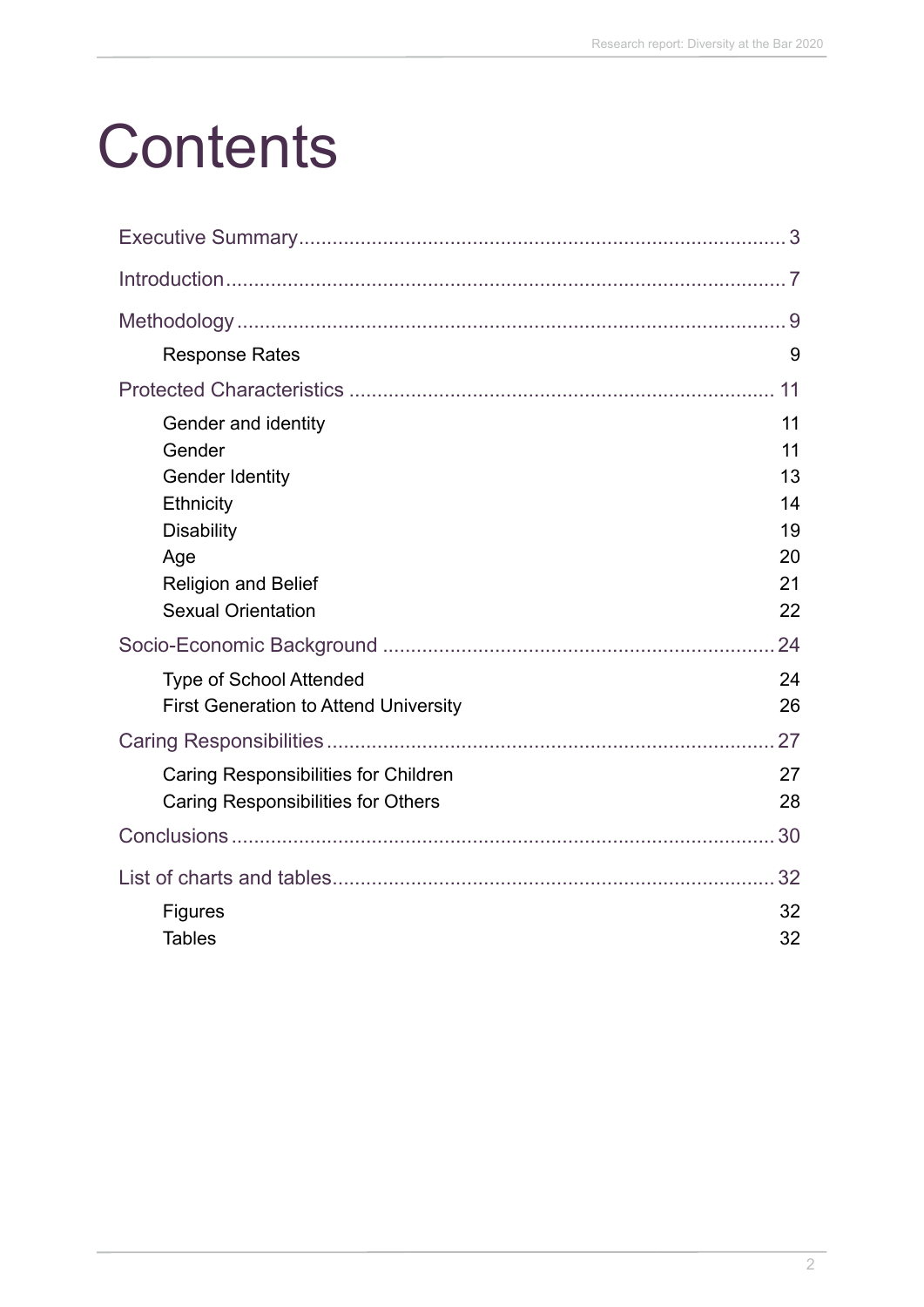# Contents

Executive Summary ........................................................................................ 3

Introduction ..................................................................................................... 7

Methodology ................................................................................................... 9

- Response Rates 9

Protected Characteristics ............................................................................. 11

- Gender and identity 11
- Gender 11
- Gender Identity 13
- Ethnicity 14
- Disability 19
- Age 20
- Religion and Belief 21
- Sexual Orientation 22

Socio-Economic Background ...................................................................... 24

- Type of School Attended 24
- First Generation to Attend University 26

Caring Responsibilities ................................................................................. 27

- Caring Responsibilities for Children 27
- Caring Responsibilities for Others 28

Conclusions .................................................................................................. 30

List of charts and tables ................................................................................ 32

- Figures 32
- Tables 32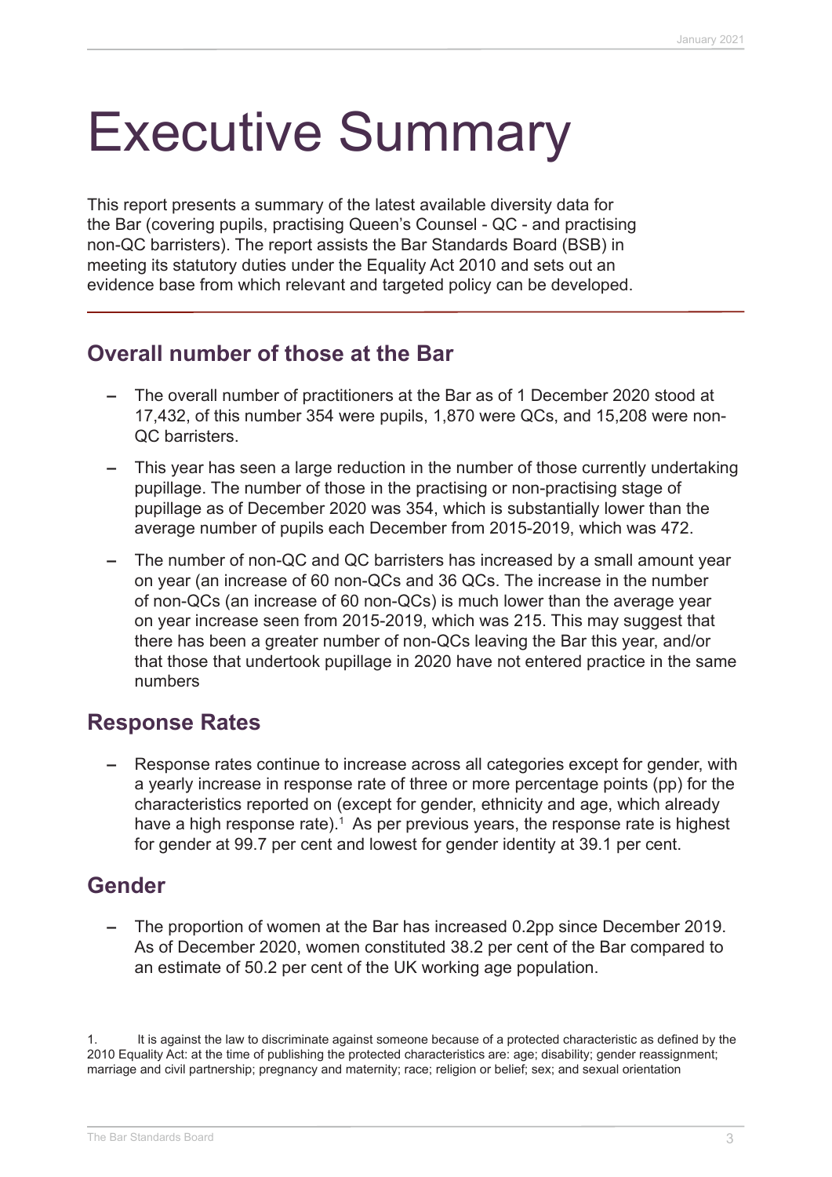# Executive Summary

This report presents a summary of the latest available diversity data for the Bar (covering pupils, practising Queen's Counsel - QC - and practising non-QC barristers). The report assists the Bar Standards Board (BSB) in meeting its statutory duties under the Equality Act 2010 and sets out an evidence base from which relevant and targeted policy can be developed.

## Overall number of those at the Bar

- The overall number of practitioners at the Bar as of 1 December 2020 stood at 17,432, of this number 354 were pupils, 1,870 were QCs, and 15,208 were non-QC barristers.
- This year has seen a large reduction in the number of those currently undertaking pupillage. The number of those in the practising or non-practising stage of pupillage as of December 2020 was 354, which is substantially lower than the average number of pupils each December from 2015-2019, which was 472.
- The number of non-QC and QC barristers has increased by a small amount year on year (an increase of 60 non-QCs and 36 QCs. The increase in the number of non-QCs (an increase of 60 non-QCs) is much lower than the average year on year increase seen from 2015-2019, which was 215. This may suggest that there has been a greater number of non-QCs leaving the Bar this year, and/or that those that undertook pupillage in 2020 have not entered practice in the same numbers

## Response Rates

- Response rates continue to increase across all categories except for gender, with a yearly increase in response rate of three or more percentage points (pp) for the characteristics reported on (except for gender, ethnicity and age, which already have a high response rate).[1] As per previous years, the response rate is highest for gender at 99.7 per cent and lowest for gender identity at 39.1 per cent.

## Gender

- The proportion of women at the Bar has increased 0.2pp since December 2019. As of December 2020, women constituted 38.2 per cent of the Bar compared to an estimate of 50.2 per cent of the UK working age population.

1. It is against the law to discriminate against someone because of a protected characteristic as defined by the 2010 Equality Act: at the time of publishing the protected characteristics are: age; disability; gender reassignment; marriage and civil partnership; pregnancy and maternity; race; religion or belief; sex; and sexual orientation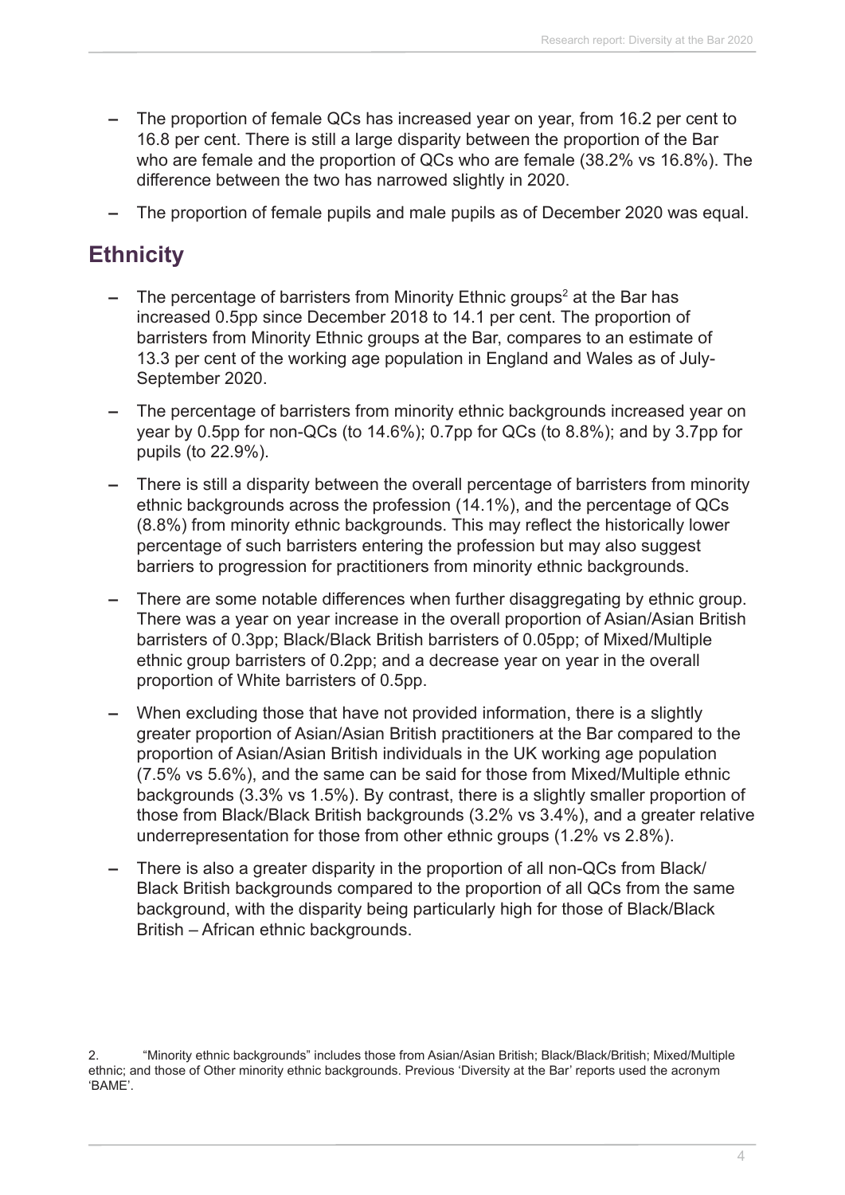- The proportion of female QCs has increased year on year, from 16.2 per cent to 16.8 per cent. There is still a large disparity between the proportion of the Bar who are female and the proportion of QCs who are female (38.2% vs 16.8%). The difference between the two has narrowed slightly in 2020.
- The proportion of female pupils and male pupils as of December 2020 was equal.

## Ethnicity

- The percentage of barristers from Minority Ethnic groups[2] at the Bar has increased 0.5pp since December 2018 to 14.1 per cent. The proportion of barristers from Minority Ethnic groups at the Bar, compares to an estimate of 13.3 per cent of the working age population in England and Wales as of July-September 2020.
- The percentage of barristers from minority ethnic backgrounds increased year on year by 0.5pp for non-QCs (to 14.6%); 0.7pp for QCs (to 8.8%); and by 3.7pp for pupils (to 22.9%).
- There is still a disparity between the overall percentage of barristers from minority ethnic backgrounds across the profession (14.1%), and the percentage of QCs (8.8%) from minority ethnic backgrounds. This may reflect the historically lower percentage of such barristers entering the profession but may also suggest barriers to progression for practitioners from minority ethnic backgrounds.
- There are some notable differences when further disaggregating by ethnic group. There was a year on year increase in the overall proportion of Asian/Asian British barristers of 0.3pp; Black/Black British barristers of 0.05pp; of Mixed/Multiple ethnic group barristers of 0.2pp; and a decrease year on year in the overall proportion of White barristers of 0.5pp.
- When excluding those that have not provided information, there is a slightly greater proportion of Asian/Asian British practitioners at the Bar compared to the proportion of Asian/Asian British individuals in the UK working age population (7.5% vs 5.6%), and the same can be said for those from Mixed/Multiple ethnic backgrounds (3.3% vs 1.5%). By contrast, there is a slightly smaller proportion of those from Black/Black British backgrounds (3.2% vs 3.4%), and a greater relative underrepresentation for those from other ethnic groups (1.2% vs 2.8%).
- There is also a greater disparity in the proportion of all non-QCs from Black/Black British backgrounds compared to the proportion of all QCs from the same background, with the disparity being particularly high for those of Black/Black British – African ethnic backgrounds.

2. "Minority ethnic backgrounds" includes those from Asian/Asian British; Black/Black/British; Mixed/Multiple ethnic; and those of Other minority ethnic backgrounds. Previous 'Diversity at the Bar' reports used the acronym 'BAME'.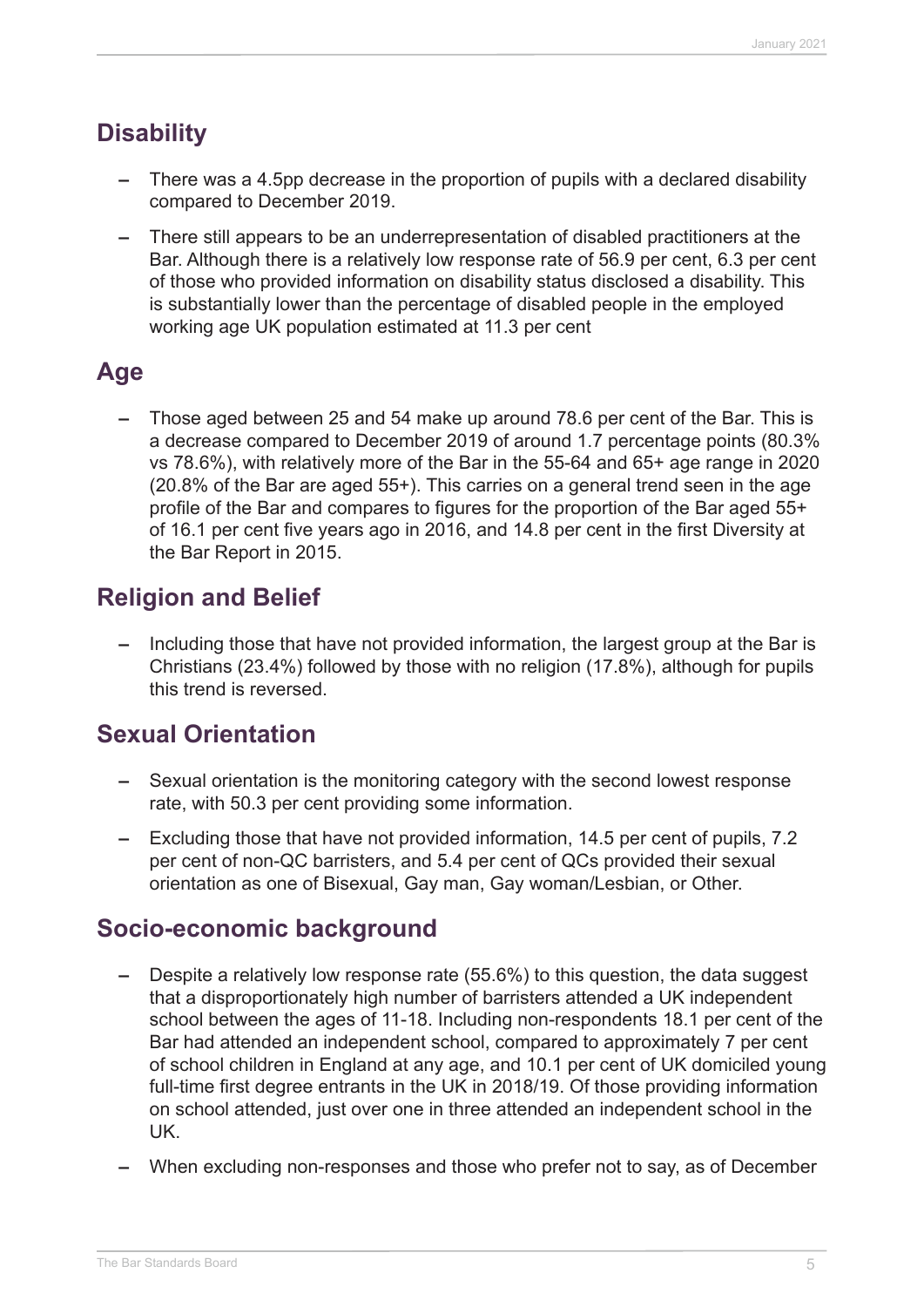## Disability

- There was a 4.5pp decrease in the proportion of pupils with a declared disability compared to December 2019.
- There still appears to be an underrepresentation of disabled practitioners at the Bar. Although there is a relatively low response rate of 56.9 per cent, 6.3 per cent of those who provided information on disability status disclosed a disability. This is substantially lower than the percentage of disabled people in the employed working age UK population estimated at 11.3 per cent

## Age

- Those aged between 25 and 54 make up around 78.6 per cent of the Bar. This is a decrease compared to December 2019 of around 1.7 percentage points (80.3% vs 78.6%), with relatively more of the Bar in the 55-64 and 65+ age range in 2020 (20.8% of the Bar are aged 55+). This carries on a general trend seen in the age profile of the Bar and compares to figures for the proportion of the Bar aged 55+ of 16.1 per cent five years ago in 2016, and 14.8 per cent in the first Diversity at the Bar Report in 2015.

## Religion and Belief

- Including those that have not provided information, the largest group at the Bar is Christians (23.4%) followed by those with no religion (17.8%), although for pupils this trend is reversed.

## Sexual Orientation

- Sexual orientation is the monitoring category with the second lowest response rate, with 50.3 per cent providing some information.
- Excluding those that have not provided information, 14.5 per cent of pupils, 7.2 per cent of non-QC barristers, and 5.4 per cent of QCs provided their sexual orientation as one of Bisexual, Gay man, Gay woman/Lesbian, or Other.

## Socio-economic background

- Despite a relatively low response rate (55.6%) to this question, the data suggest that a disproportionately high number of barristers attended a UK independent school between the ages of 11-18. Including non-respondents 18.1 per cent of the Bar had attended an independent school, compared to approximately 7 per cent of school children in England at any age, and 10.1 per cent of UK domiciled young full-time first degree entrants in the UK in 2018/19. Of those providing information on school attended, just over one in three attended an independent school in the UK.
- When excluding non-responses and those who prefer not to say, as of December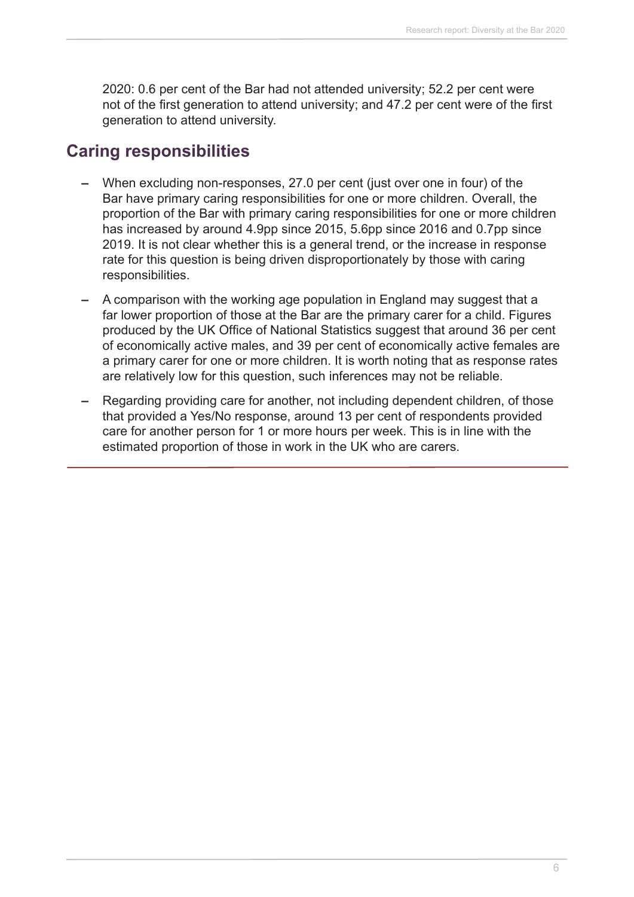2020: 0.6 per cent of the Bar had not attended university; 52.2 per cent were not of the first generation to attend university; and 47.2 per cent were of the first generation to attend university.

## Caring responsibilities

- When excluding non-responses, 27.0 per cent (just over one in four) of the Bar have primary caring responsibilities for one or more children. Overall, the proportion of the Bar with primary caring responsibilities for one or more children has increased by around 4.9pp since 2015, 5.6pp since 2016 and 0.7pp since 2019. It is not clear whether this is a general trend, or the increase in response rate for this question is being driven disproportionately by those with caring responsibilities.
- A comparison with the working age population in England may suggest that a far lower proportion of those at the Bar are the primary carer for a child. Figures produced by the UK Office of National Statistics suggest that around 36 per cent of economically active males, and 39 per cent of economically active females are a primary carer for one or more children. It is worth noting that as response rates are relatively low for this question, such inferences may not be reliable.
- Regarding providing care for another, not including dependent children, of those that provided a Yes/No response, around 13 per cent of respondents provided care for another person for 1 or more hours per week. This is in line with the estimated proportion of those in work in the UK who are carers.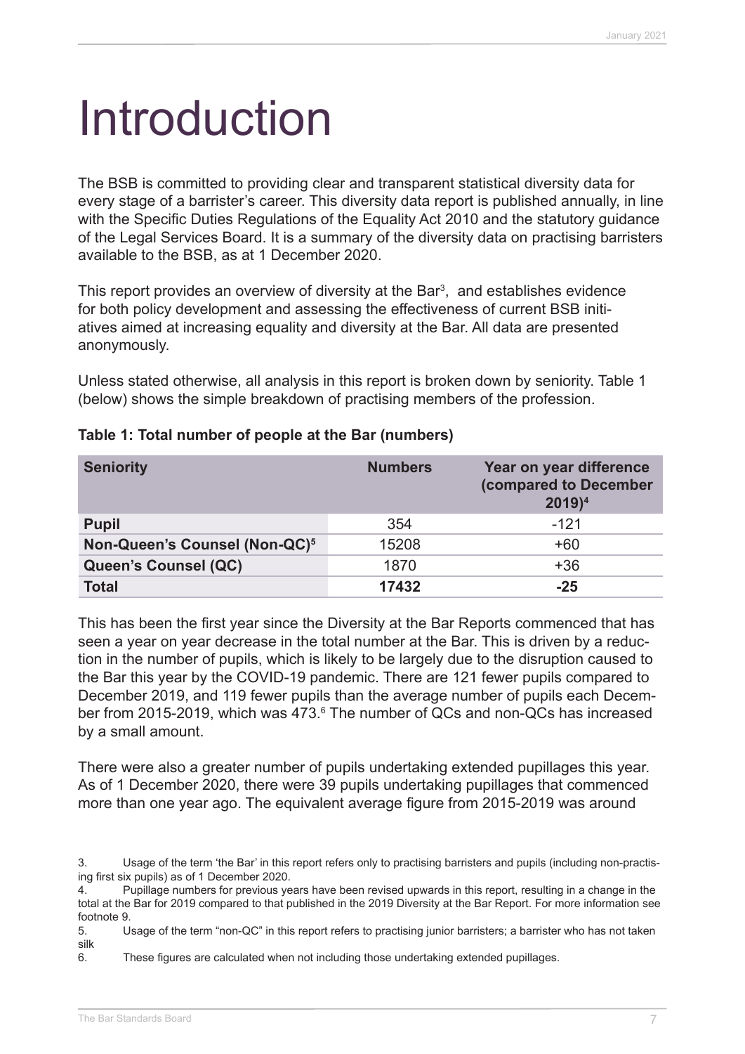# Introduction

The BSB is committed to providing clear and transparent statistical diversity data for every stage of a barrister's career. This diversity data report is published annually, in line with the Specific Duties Regulations of the Equality Act 2010 and the statutory guidance of the Legal Services Board. It is a summary of the diversity data on practising barristers available to the BSB, as at 1 December 2020.

This report provides an overview of diversity at the Bar[3], and establishes evidence for both policy development and assessing the effectiveness of current BSB initiatives aimed at increasing equality and diversity at the Bar. All data are presented anonymously.

Unless stated otherwise, all analysis in this report is broken down by seniority. Table 1 (below) shows the simple breakdown of practising members of the profession.

**Table 1: Total number of people at the Bar (numbers)**

| Seniority | Numbers | Year on year difference (compared to December 2019)[4] |
|---|---|---|
| **Pupil** | 354 | -121 |
| **Non-Queen's Counsel (Non-QC)[5]** | 15208 | +60 |
| **Queen's Counsel (QC)** | 1870 | +36 |
| **Total** | **17432** | **-25** |

This has been the first year since the Diversity at the Bar Reports commenced that has seen a year on year decrease in the total number at the Bar. This is driven by a reduction in the number of pupils, which is likely to be largely due to the disruption caused to the Bar this year by the COVID-19 pandemic. There are 121 fewer pupils compared to December 2019, and 119 fewer pupils than the average number of pupils each December from 2015-2019, which was 473.[6] The number of QCs and non-QCs has increased by a small amount.

There were also a greater number of pupils undertaking extended pupillages this year. As of 1 December 2020, there were 39 pupils undertaking pupillages that commenced more than one year ago. The equivalent average figure from 2015-2019 was around

3. Usage of the term 'the Bar' in this report refers only to practising barristers and pupils (including non-practising first six pupils) as of 1 December 2020.
4. Pupillage numbers for previous years have been revised upwards in this report, resulting in a change in the total at the Bar for 2019 compared to that published in the 2019 Diversity at the Bar Report. For more information see footnote 9.
5. Usage of the term "non-QC" in this report refers to practising junior barristers; a barrister who has not taken silk
6. These figures are calculated when not including those undertaking extended pupillages.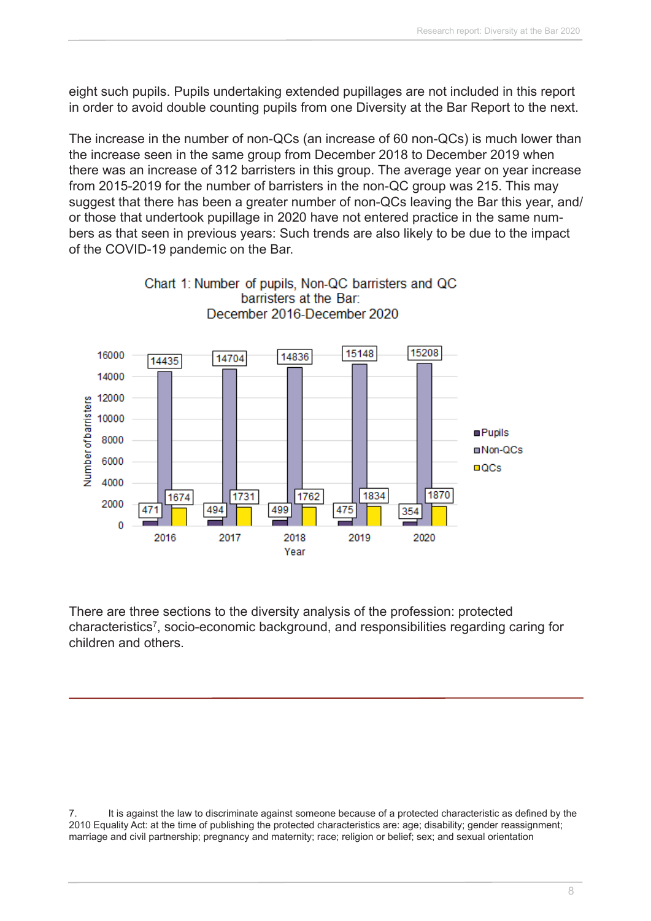eight such pupils. Pupils undertaking extended pupillages are not included in this report in order to avoid double counting pupils from one Diversity at the Bar Report to the next.

The increase in the number of non-QCs (an increase of 60 non-QCs) is much lower than the increase seen in the same group from December 2018 to December 2019 when there was an increase of 312 barristers in this group. The average year on year increase from 2015-2019 for the number of barristers in the non-QC group was 215. This may suggest that there has been a greater number of non-QCs leaving the Bar this year, and/or those that undertook pupillage in 2020 have not entered practice in the same numbers as that seen in previous years: Such trends are also likely to be due to the impact of the COVID-19 pandemic on the Bar.

Chart 1: Number of pupils, Non-QC barristers and QC barristers at the Bar:
December 2016-December 2020

| Year | Pupils | Non-QCs | QCs |
| --- | --- | --- | --- |
| 2016 | 471 | 14435 | 1674 |
| 2017 | 494 | 14704 | 1731 |
| 2018 | 499 | 14836 | 1762 |
| 2019 | 475 | 15148 | 1834 |
| 2020 | 354 | 15208 | 1870 |

There are three sections to the diversity analysis of the profession: protected characteristics[7], socio-economic background, and responsibilities regarding caring for children and others.

7. It is against the law to discriminate against someone because of a protected characteristic as defined by the 2010 Equality Act: at the time of publishing the protected characteristics are: age; disability; gender reassignment; marriage and civil partnership; pregnancy and maternity; race; religion or belief; sex; and sexual orientation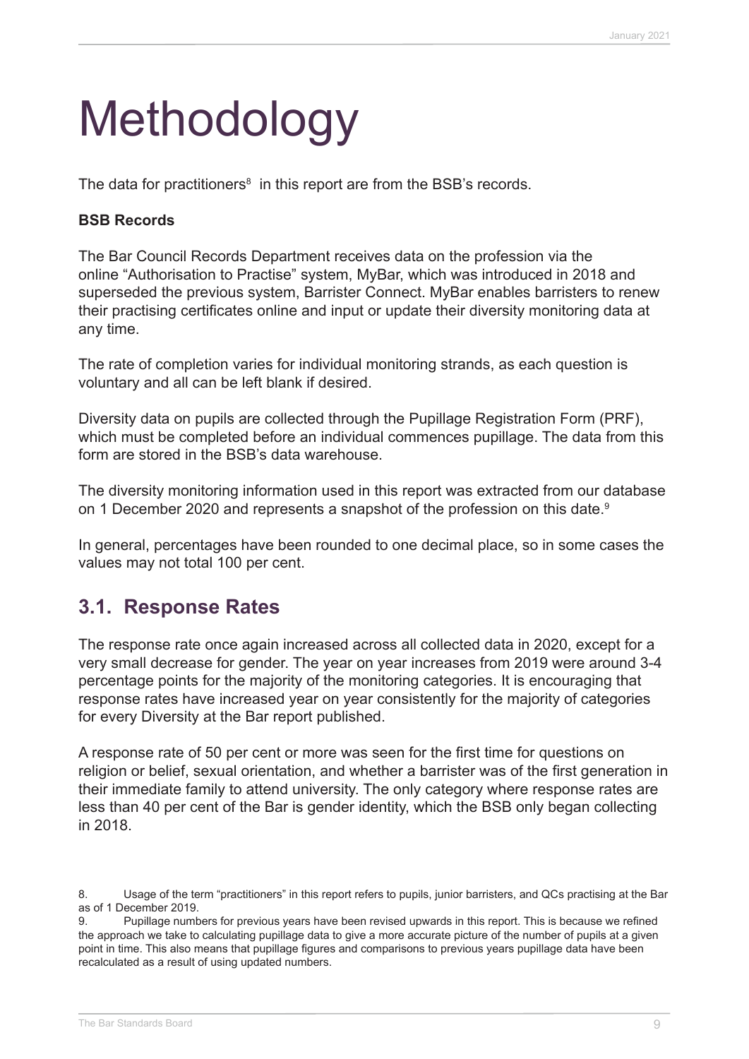# Methodology

The data for practitioners[8] in this report are from the BSB's records.

**BSB Records**

The Bar Council Records Department receives data on the profession via the online "Authorisation to Practise" system, MyBar, which was introduced in 2018 and superseded the previous system, Barrister Connect. MyBar enables barristers to renew their practising certificates online and input or update their diversity monitoring data at any time.

The rate of completion varies for individual monitoring strands, as each question is voluntary and all can be left blank if desired.

Diversity data on pupils are collected through the Pupillage Registration Form (PRF), which must be completed before an individual commences pupillage. The data from this form are stored in the BSB's data warehouse.

The diversity monitoring information used in this report was extracted from our database on 1 December 2020 and represents a snapshot of the profession on this date.[9]

In general, percentages have been rounded to one decimal place, so in some cases the values may not total 100 per cent.

## 3.1. Response Rates

The response rate once again increased across all collected data in 2020, except for a very small decrease for gender. The year on year increases from 2019 were around 3-4 percentage points for the majority of the monitoring categories. It is encouraging that response rates have increased year on year consistently for the majority of categories for every Diversity at the Bar report published.

A response rate of 50 per cent or more was seen for the first time for questions on religion or belief, sexual orientation, and whether a barrister was of the first generation in their immediate family to attend university. The only category where response rates are less than 40 per cent of the Bar is gender identity, which the BSB only began collecting in 2018.

8. Usage of the term "practitioners" in this report refers to pupils, junior barristers, and QCs practising at the Bar as of 1 December 2019.

9. Pupillage numbers for previous years have been revised upwards in this report. This is because we refined the approach we take to calculating pupillage data to give a more accurate picture of the number of pupils at a given point in time. This also means that pupillage figures and comparisons to previous years pupillage data have been recalculated as a result of using updated numbers.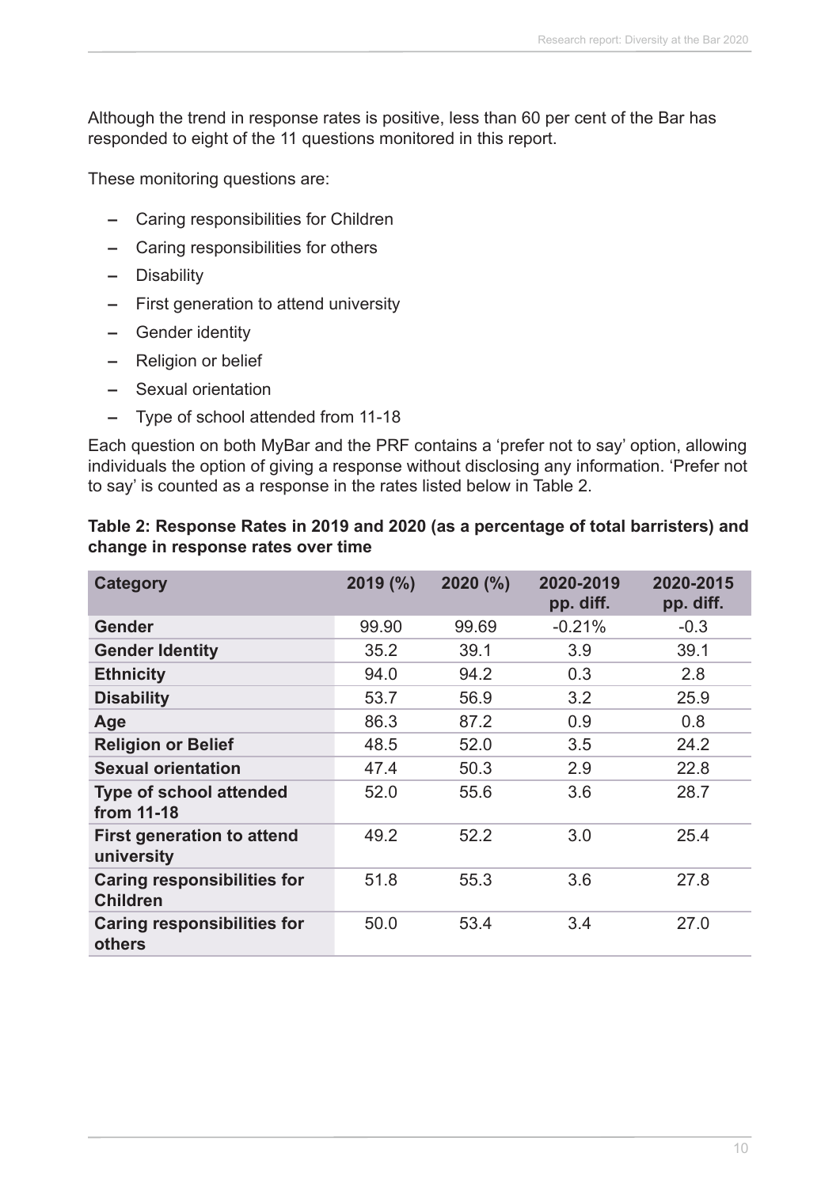Although the trend in response rates is positive, less than 60 per cent of the Bar has responded to eight of the 11 questions monitored in this report.

These monitoring questions are:

- Caring responsibilities for Children
- Caring responsibilities for others
- Disability
- First generation to attend university
- Gender identity
- Religion or belief
- Sexual orientation
- Type of school attended from 11-18

Each question on both MyBar and the PRF contains a 'prefer not to say' option, allowing individuals the option of giving a response without disclosing any information. 'Prefer not to say' is counted as a response in the rates listed below in Table 2.

**Table 2: Response Rates in 2019 and 2020 (as a percentage of total barristers) and change in response rates over time**

| Category | 2019 (%) | 2020 (%) | 2020-2019 pp. diff. | 2020-2015 pp. diff. |
|---|---|---|---|---|
| **Gender** | 99.90 | 99.69 | -0.21% | -0.3 |
| **Gender Identity** | 35.2 | 39.1 | 3.9 | 39.1 |
| **Ethnicity** | 94.0 | 94.2 | 0.3 | 2.8 |
| **Disability** | 53.7 | 56.9 | 3.2 | 25.9 |
| **Age** | 86.3 | 87.2 | 0.9 | 0.8 |
| **Religion or Belief** | 48.5 | 52.0 | 3.5 | 24.2 |
| **Sexual orientation** | 47.4 | 50.3 | 2.9 | 22.8 |
| **Type of school attended from 11-18** | 52.0 | 55.6 | 3.6 | 28.7 |
| **First generation to attend university** | 49.2 | 52.2 | 3.0 | 25.4 |
| **Caring responsibilities for Children** | 51.8 | 55.3 | 3.6 | 27.8 |
| **Caring responsibilities for others** | 50.0 | 53.4 | 3.4 | 27.0 |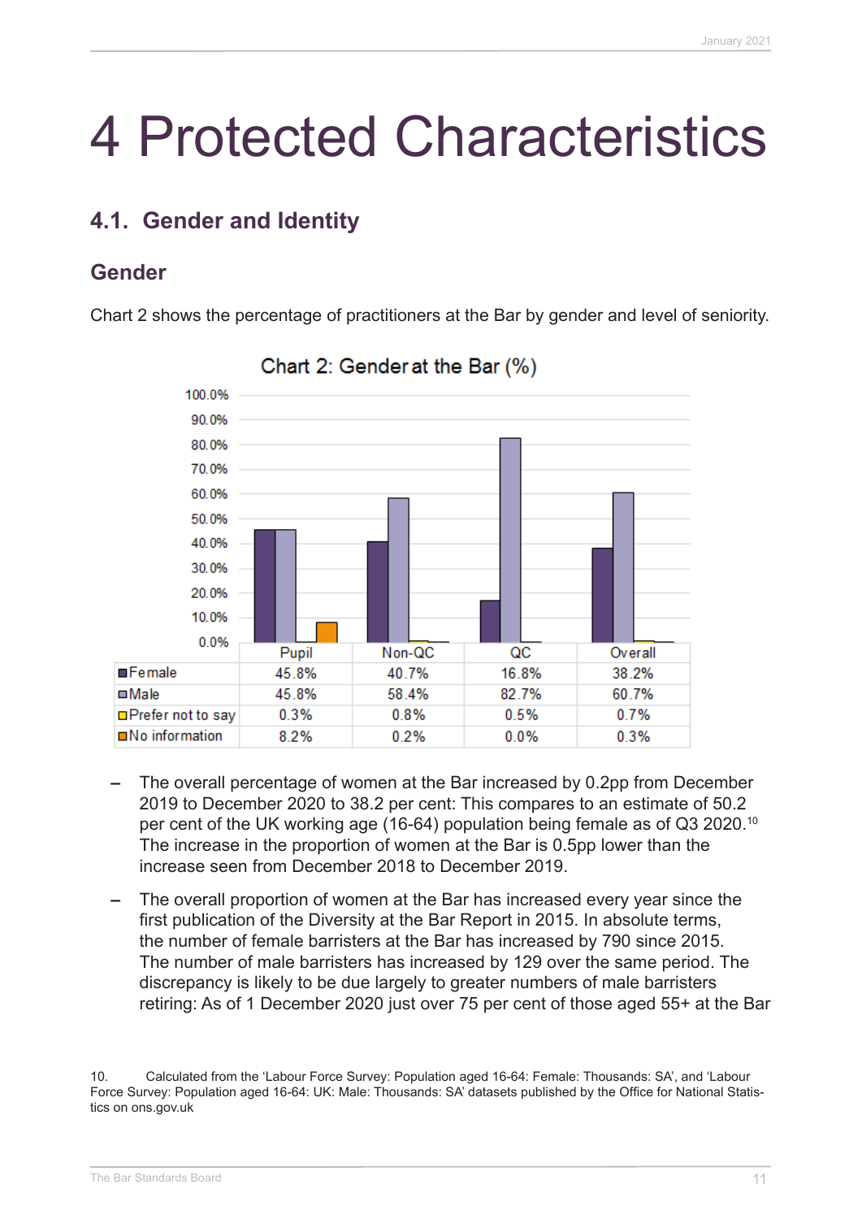# 4 Protected Characteristics

## 4.1. Gender and Identity

### Gender

Chart 2 shows the percentage of practitioners at the Bar by gender and level of seniority.

Chart 2: Gender at the Bar (%)

| | Pupil | Non-QC | QC | Overall |
|---|---|---|---|---|
| Female | 45.8% | 40.7% | 16.8% | 38.2% |
| Male | 45.8% | 58.4% | 82.7% | 60.7% |
| Prefer not to say | 0.3% | 0.8% | 0.5% | 0.7% |
| No information | 8.2% | 0.2% | 0.0% | 0.3% |

- The overall percentage of women at the Bar increased by 0.2pp from December 2019 to December 2020 to 38.2 per cent: This compares to an estimate of 50.2 per cent of the UK working age (16-64) population being female as of Q3 2020.[10] The increase in the proportion of women at the Bar is 0.5pp lower than the increase seen from December 2018 to December 2019.
- The overall proportion of women at the Bar has increased every year since the first publication of the Diversity at the Bar Report in 2015. In absolute terms, the number of female barristers at the Bar has increased by 790 since 2015. The number of male barristers has increased by 129 over the same period. The discrepancy is likely to be due largely to greater numbers of male barristers retiring: As of 1 December 2020 just over 75 per cent of those aged 55+ at the Bar

10. Calculated from the 'Labour Force Survey: Population aged 16-64: Female: Thousands: SA', and 'Labour Force Survey: Population aged 16-64: UK: Male: Thousands: SA' datasets published by the Office for National Statistics on ons.gov.uk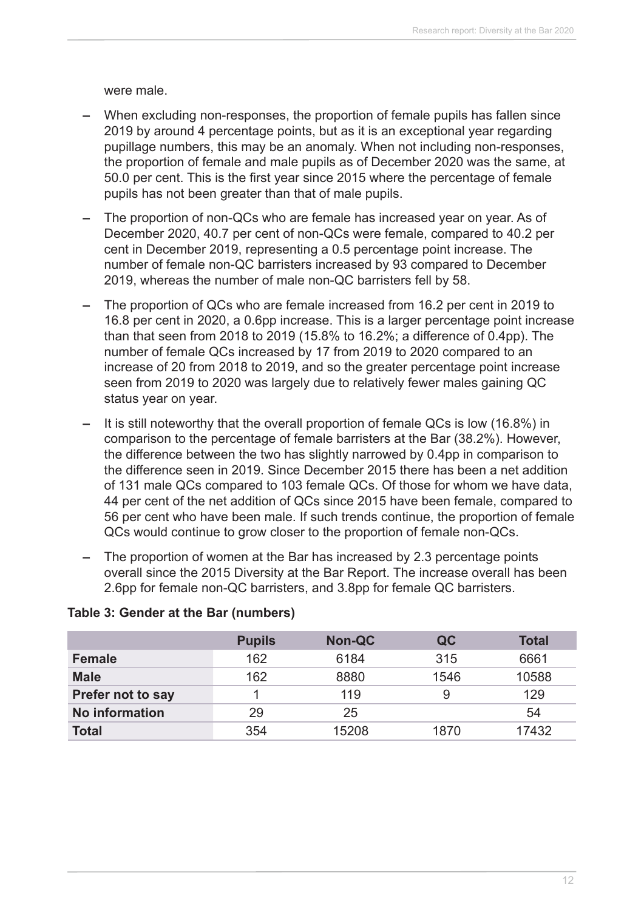were male.

- When excluding non-responses, the proportion of female pupils has fallen since 2019 by around 4 percentage points, but as it is an exceptional year regarding pupillage numbers, this may be an anomaly. When not including non-responses, the proportion of female and male pupils as of December 2020 was the same, at 50.0 per cent. This is the first year since 2015 where the percentage of female pupils has not been greater than that of male pupils.
- The proportion of non-QCs who are female has increased year on year. As of December 2020, 40.7 per cent of non-QCs were female, compared to 40.2 per cent in December 2019, representing a 0.5 percentage point increase. The number of female non-QC barristers increased by 93 compared to December 2019, whereas the number of male non-QC barristers fell by 58.
- The proportion of QCs who are female increased from 16.2 per cent in 2019 to 16.8 per cent in 2020, a 0.6pp increase. This is a larger percentage point increase than that seen from 2018 to 2019 (15.8% to 16.2%; a difference of 0.4pp). The number of female QCs increased by 17 from 2019 to 2020 compared to an increase of 20 from 2018 to 2019, and so the greater percentage point increase seen from 2019 to 2020 was largely due to relatively fewer males gaining QC status year on year.
- It is still noteworthy that the overall proportion of female QCs is low (16.8%) in comparison to the percentage of female barristers at the Bar (38.2%). However, the difference between the two has slightly narrowed by 0.4pp in comparison to the difference seen in 2019. Since December 2015 there has been a net addition of 131 male QCs compared to 103 female QCs. Of those for whom we have data, 44 per cent of the net addition of QCs since 2015 have been female, compared to 56 per cent who have been male. If such trends continue, the proportion of female QCs would continue to grow closer to the proportion of female non-QCs.
- The proportion of women at the Bar has increased by 2.3 percentage points overall since the 2015 Diversity at the Bar Report. The increase overall has been 2.6pp for female non-QC barristers, and 3.8pp for female QC barristers.

**Table 3: Gender at the Bar (numbers)**

| | Pupils | Non-QC | QC | Total |
|---|---|---|---|---|
| **Female** | 162 | 6184 | 315 | 6661 |
| **Male** | 162 | 8880 | 1546 | 10588 |
| **Prefer not to say** | 1 | 119 | 9 | 129 |
| **No information** | 29 | 25 | | 54 |
| **Total** | 354 | 15208 | 1870 | 17432 |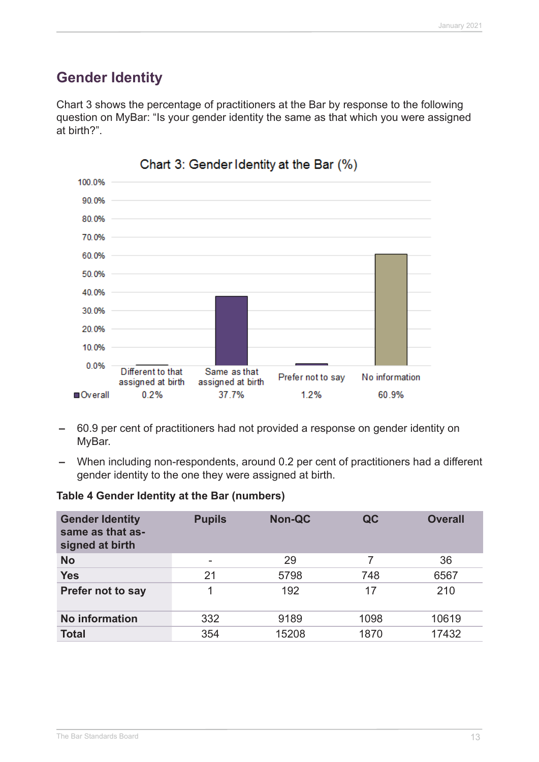## Gender Identity

Chart 3 shows the percentage of practitioners at the Bar by response to the following question on MyBar: "Is your gender identity the same as that which you were assigned at birth?".

Chart 3: Gender Identity at the Bar (%)

| | Different to that assigned at birth | Same as that assigned at birth | Prefer not to say | No information |
|---|---|---|---|---|
| Overall | 0.2% | 37.7% | 1.2% | 60.9% |

– 60.9 per cent of practitioners had not provided a response on gender identity on MyBar.

– When including non-respondents, around 0.2 per cent of practitioners had a different gender identity to the one they were assigned at birth.

**Table 4 Gender Identity at the Bar (numbers)**

| Gender Identity same as that assigned at birth | Pupils | Non-QC | QC | Overall |
|---|---|---|---|---|
| No | - | 29 | 7 | 36 |
| Yes | 21 | 5798 | 748 | 6567 |
| Prefer not to say | 1 | 192 | 17 | 210 |
| No information | 332 | 9189 | 1098 | 10619 |
| Total | 354 | 15208 | 1870 | 17432 |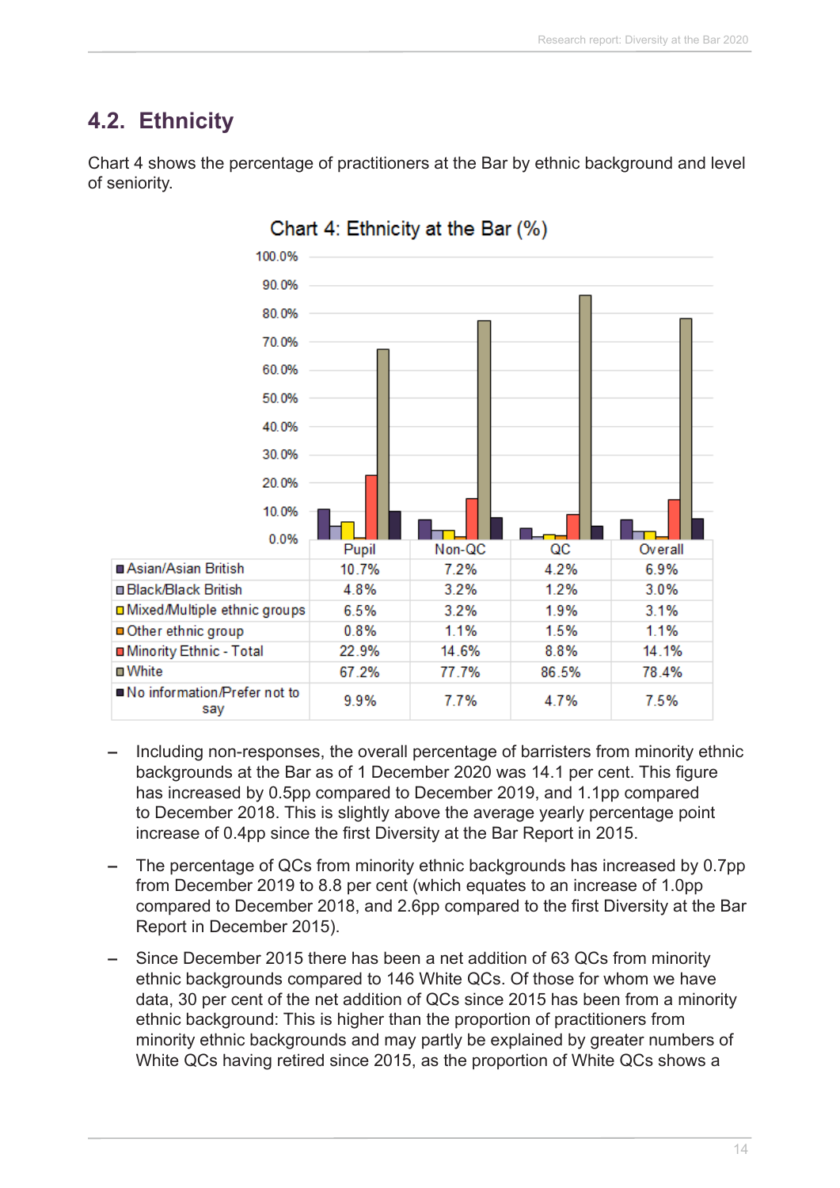## 4.2. Ethnicity

Chart 4 shows the percentage of practitioners at the Bar by ethnic background and level of seniority.

Chart 4: Ethnicity at the Bar (%)

| | Pupil | Non-QC | QC | Overall |
|---|---|---|---|---|
| Asian/Asian British | 10.7% | 7.2% | 4.2% | 6.9% |
| Black/Black British | 4.8% | 3.2% | 1.2% | 3.0% |
| Mixed/Multiple ethnic groups | 6.5% | 3.2% | 1.9% | 3.1% |
| Other ethnic group | 0.8% | 1.1% | 1.5% | 1.1% |
| Minority Ethnic - Total | 22.9% | 14.6% | 8.8% | 14.1% |
| White | 67.2% | 77.7% | 86.5% | 78.4% |
| No information/Prefer not to say | 9.9% | 7.7% | 4.7% | 7.5% |

- Including non-responses, the overall percentage of barristers from minority ethnic backgrounds at the Bar as of 1 December 2020 was 14.1 per cent. This figure has increased by 0.5pp compared to December 2019, and 1.1pp compared to December 2018. This is slightly above the average yearly percentage point increase of 0.4pp since the first Diversity at the Bar Report in 2015.
- The percentage of QCs from minority ethnic backgrounds has increased by 0.7pp from December 2019 to 8.8 per cent (which equates to an increase of 1.0pp compared to December 2018, and 2.6pp compared to the first Diversity at the Bar Report in December 2015).
- Since December 2015 there has been a net addition of 63 QCs from minority ethnic backgrounds compared to 146 White QCs. Of those for whom we have data, 30 per cent of the net addition of QCs since 2015 has been from a minority ethnic background: This is higher than the proportion of practitioners from minority ethnic backgrounds and may partly be explained by greater numbers of White QCs having retired since 2015, as the proportion of White QCs shows a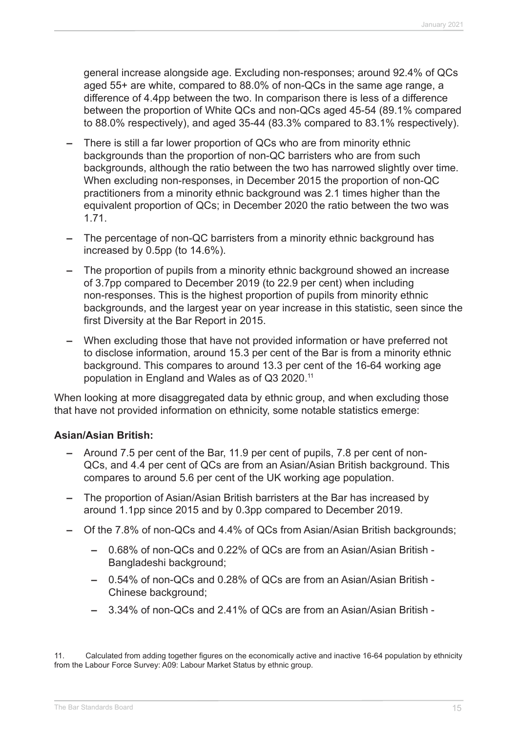general increase alongside age. Excluding non-responses; around 92.4% of QCs aged 55+ are white, compared to 88.0% of non-QCs in the same age range, a difference of 4.4pp between the two. In comparison there is less of a difference between the proportion of White QCs and non-QCs aged 45-54 (89.1% compared to 88.0% respectively), and aged 35-44 (83.3% compared to 83.1% respectively).

- There is still a far lower proportion of QCs who are from minority ethnic backgrounds than the proportion of non-QC barristers who are from such backgrounds, although the ratio between the two has narrowed slightly over time. When excluding non-responses, in December 2015 the proportion of non-QC practitioners from a minority ethnic background was 2.1 times higher than the equivalent proportion of QCs; in December 2020 the ratio between the two was 1.71.
- The percentage of non-QC barristers from a minority ethnic background has increased by 0.5pp (to 14.6%).
- The proportion of pupils from a minority ethnic background showed an increase of 3.7pp compared to December 2019 (to 22.9 per cent) when including non-responses. This is the highest proportion of pupils from minority ethnic backgrounds, and the largest year on year increase in this statistic, seen since the first Diversity at the Bar Report in 2015.
- When excluding those that have not provided information or have preferred not to disclose information, around 15.3 per cent of the Bar is from a minority ethnic background. This compares to around 13.3 per cent of the 16-64 working age population in England and Wales as of Q3 2020.[11]

When looking at more disaggregated data by ethnic group, and when excluding those that have not provided information on ethnicity, some notable statistics emerge:

**Asian/Asian British:**

- Around 7.5 per cent of the Bar, 11.9 per cent of pupils, 7.8 per cent of non-QCs, and 4.4 per cent of QCs are from an Asian/Asian British background. This compares to around 5.6 per cent of the UK working age population.
- The proportion of Asian/Asian British barristers at the Bar has increased by around 1.1pp since 2015 and by 0.3pp compared to December 2019.
- Of the 7.8% of non-QCs and 4.4% of QCs from Asian/Asian British backgrounds;
  - 0.68% of non-QCs and 0.22% of QCs are from an Asian/Asian British - Bangladeshi background;
  - 0.54% of non-QCs and 0.28% of QCs are from an Asian/Asian British - Chinese background;
  - 3.34% of non-QCs and 2.41% of QCs are from an Asian/Asian British -

11. Calculated from adding together figures on the economically active and inactive 16-64 population by ethnicity from the Labour Force Survey: A09: Labour Market Status by ethnic group.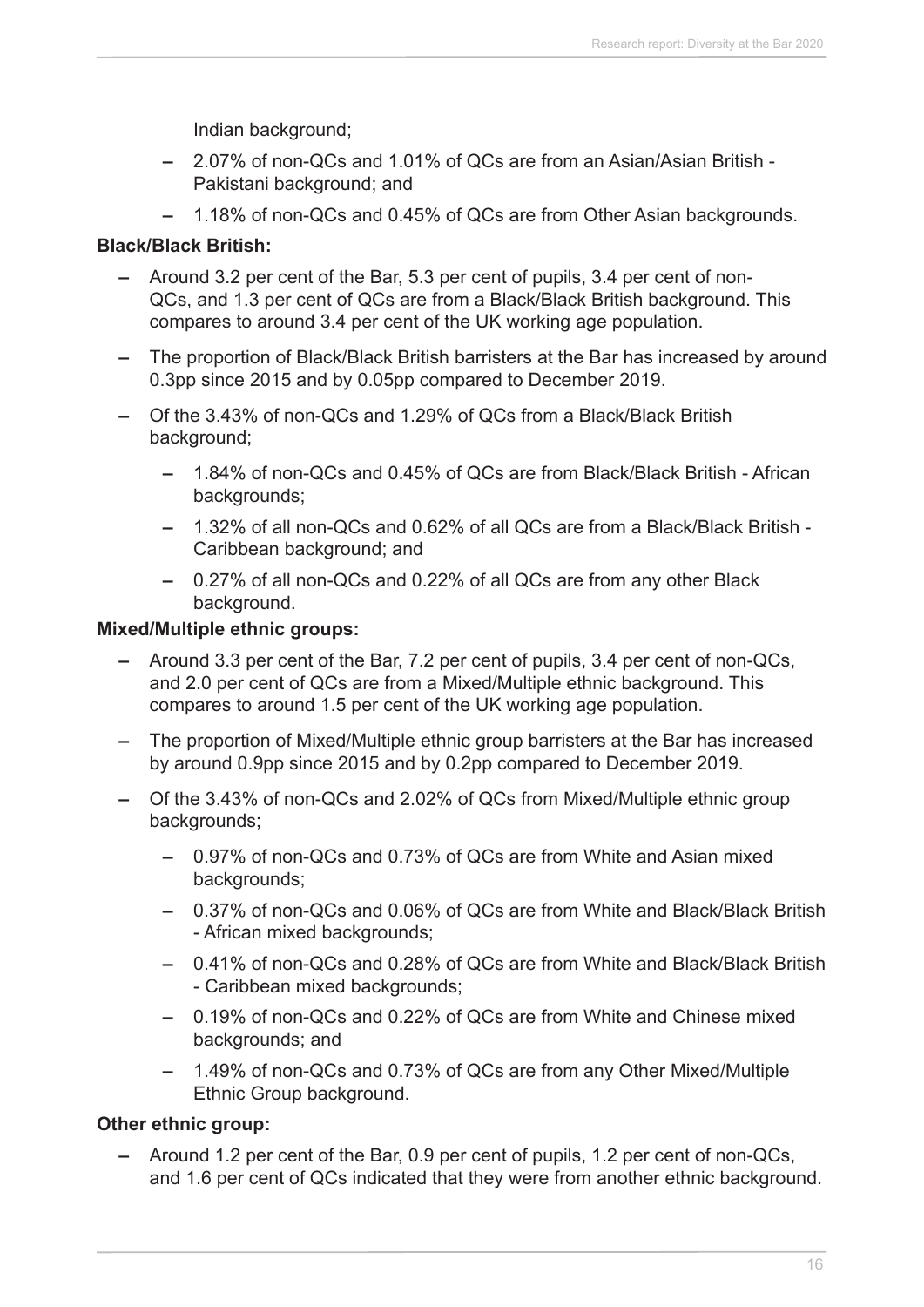Indian background;

  - 2.07% of non-QCs and 1.01% of QCs are from an Asian/Asian British - Pakistani background; and
  - 1.18% of non-QCs and 0.45% of QCs are from Other Asian backgrounds.

**Black/Black British:**

- Around 3.2 per cent of the Bar, 5.3 per cent of pupils, 3.4 per cent of non-QCs, and 1.3 per cent of QCs are from a Black/Black British background. This compares to around 3.4 per cent of the UK working age population.
- The proportion of Black/Black British barristers at the Bar has increased by around 0.3pp since 2015 and by 0.05pp compared to December 2019.
- Of the 3.43% of non-QCs and 1.29% of QCs from a Black/Black British background;
  - 1.84% of non-QCs and 0.45% of QCs are from Black/Black British - African backgrounds;
  - 1.32% of all non-QCs and 0.62% of all QCs are from a Black/Black British - Caribbean background; and
  - 0.27% of all non-QCs and 0.22% of all QCs are from any other Black background.

**Mixed/Multiple ethnic groups:**

- Around 3.3 per cent of the Bar, 7.2 per cent of pupils, 3.4 per cent of non-QCs, and 2.0 per cent of QCs are from a Mixed/Multiple ethnic background. This compares to around 1.5 per cent of the UK working age population.
- The proportion of Mixed/Multiple ethnic group barristers at the Bar has increased by around 0.9pp since 2015 and by 0.2pp compared to December 2019.
- Of the 3.43% of non-QCs and 2.02% of QCs from Mixed/Multiple ethnic group backgrounds;
  - 0.97% of non-QCs and 0.73% of QCs are from White and Asian mixed backgrounds;
  - 0.37% of non-QCs and 0.06% of QCs are from White and Black/Black British - African mixed backgrounds;
  - 0.41% of non-QCs and 0.28% of QCs are from White and Black/Black British - Caribbean mixed backgrounds;
  - 0.19% of non-QCs and 0.22% of QCs are from White and Chinese mixed backgrounds; and
  - 1.49% of non-QCs and 0.73% of QCs are from any Other Mixed/Multiple Ethnic Group background.

**Other ethnic group:**

- Around 1.2 per cent of the Bar, 0.9 per cent of pupils, 1.2 per cent of non-QCs, and 1.6 per cent of QCs indicated that they were from another ethnic background.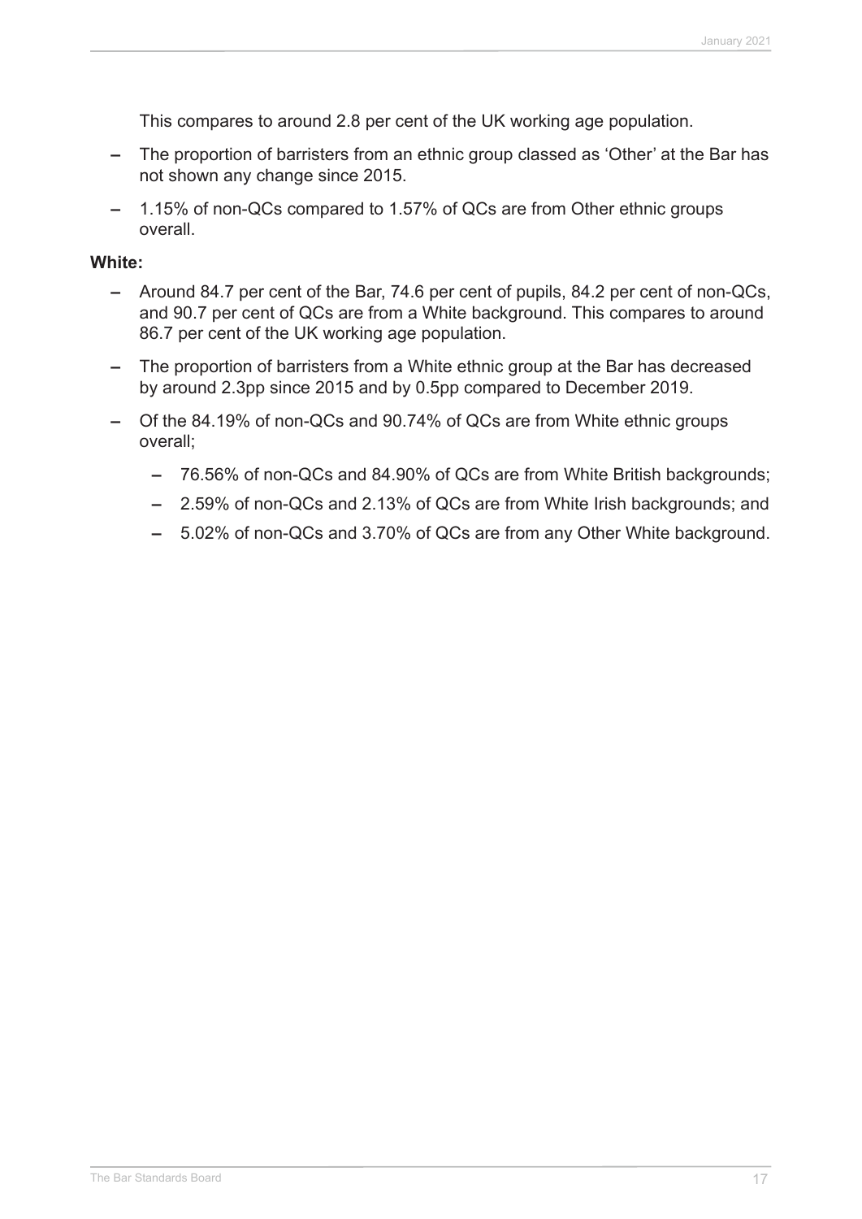This compares to around 2.8 per cent of the UK working age population.

- The proportion of barristers from an ethnic group classed as 'Other' at the Bar has not shown any change since 2015.
- 1.15% of non-QCs compared to 1.57% of QCs are from Other ethnic groups overall.

**White:**

- Around 84.7 per cent of the Bar, 74.6 per cent of pupils, 84.2 per cent of non-QCs, and 90.7 per cent of QCs are from a White background. This compares to around 86.7 per cent of the UK working age population.
- The proportion of barristers from a White ethnic group at the Bar has decreased by around 2.3pp since 2015 and by 0.5pp compared to December 2019.
- Of the 84.19% of non-QCs and 90.74% of QCs are from White ethnic groups overall;
  - 76.56% of non-QCs and 84.90% of QCs are from White British backgrounds;
  - 2.59% of non-QCs and 2.13% of QCs are from White Irish backgrounds; and
  - 5.02% of non-QCs and 3.70% of QCs are from any Other White background.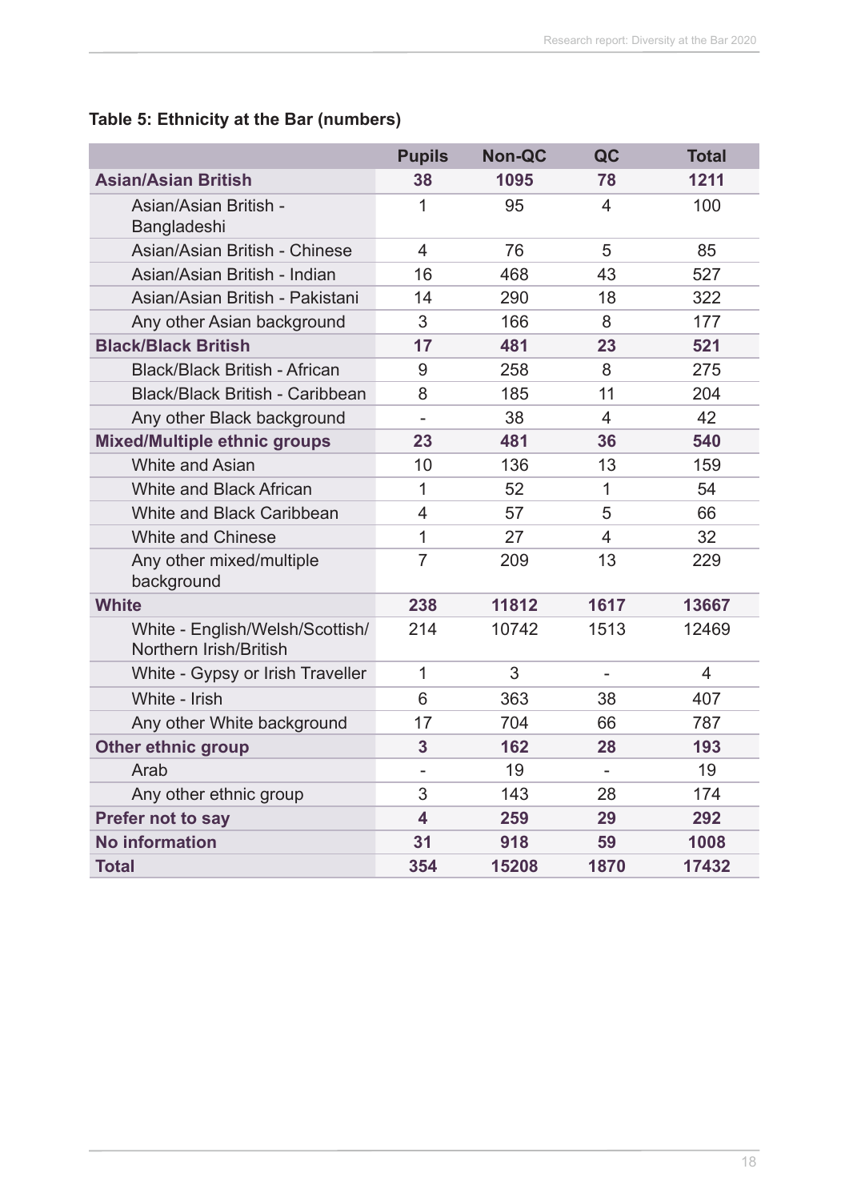**Table 5: Ethnicity at the Bar (numbers)**

| | Pupils | Non-QC | QC | Total |
|---|---|---|---|---|
| **Asian/Asian British** | **38** | **1095** | **78** | **1211** |
| Asian/Asian British - Bangladeshi | 1 | 95 | 4 | 100 |
| Asian/Asian British - Chinese | 4 | 76 | 5 | 85 |
| Asian/Asian British - Indian | 16 | 468 | 43 | 527 |
| Asian/Asian British - Pakistani | 14 | 290 | 18 | 322 |
| Any other Asian background | 3 | 166 | 8 | 177 |
| **Black/Black British** | **17** | **481** | **23** | **521** |
| Black/Black British - African | 9 | 258 | 8 | 275 |
| Black/Black British - Caribbean | 8 | 185 | 11 | 204 |
| Any other Black background | - | 38 | 4 | 42 |
| **Mixed/Multiple ethnic groups** | **23** | **481** | **36** | **540** |
| White and Asian | 10 | 136 | 13 | 159 |
| White and Black African | 1 | 52 | 1 | 54 |
| White and Black Caribbean | 4 | 57 | 5 | 66 |
| White and Chinese | 1 | 27 | 4 | 32 |
| Any other mixed/multiple background | 7 | 209 | 13 | 229 |
| **White** | **238** | **11812** | **1617** | **13667** |
| White - English/Welsh/Scottish/ Northern Irish/British | 214 | 10742 | 1513 | 12469 |
| White - Gypsy or Irish Traveller | 1 | 3 | - | 4 |
| White - Irish | 6 | 363 | 38 | 407 |
| Any other White background | 17 | 704 | 66 | 787 |
| **Other ethnic group** | **3** | **162** | **28** | **193** |
| Arab | - | 19 | - | 19 |
| Any other ethnic group | 3 | 143 | 28 | 174 |
| **Prefer not to say** | **4** | **259** | **29** | **292** |
| **No information** | **31** | **918** | **59** | **1008** |
| **Total** | **354** | **15208** | **1870** | **17432** |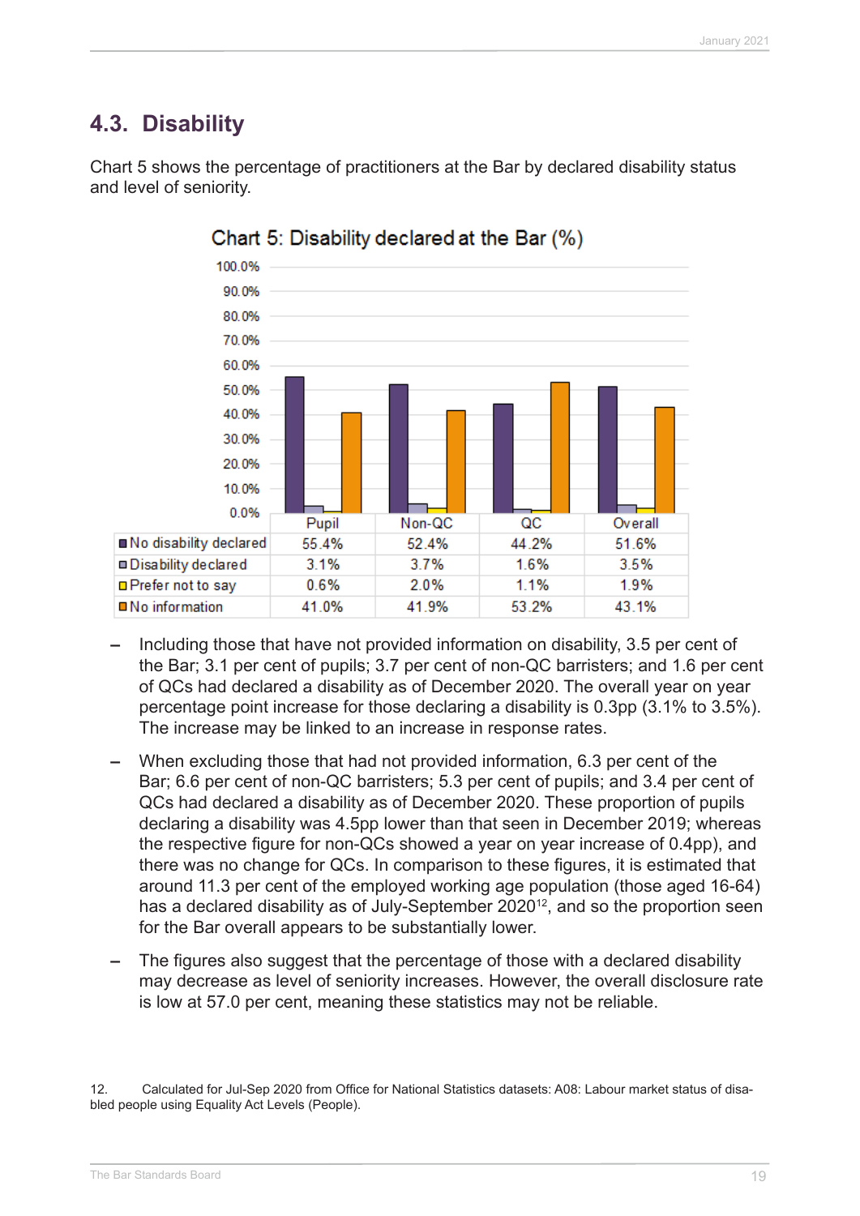## 4.3. Disability

Chart 5 shows the percentage of practitioners at the Bar by declared disability status and level of seniority.

Chart 5: Disability declared at the Bar (%)

| | Pupil | Non-QC | QC | Overall |
|---|---|---|---|---|
| No disability declared | 55.4% | 52.4% | 44.2% | 51.6% |
| Disability declared | 3.1% | 3.7% | 1.6% | 3.5% |
| Prefer not to say | 0.6% | 2.0% | 1.1% | 1.9% |
| No information | 41.0% | 41.9% | 53.2% | 43.1% |

- Including those that have not provided information on disability, 3.5 per cent of the Bar; 3.1 per cent of pupils; 3.7 per cent of non-QC barristers; and 1.6 per cent of QCs had declared a disability as of December 2020. The overall year on year percentage point increase for those declaring a disability is 0.3pp (3.1% to 3.5%). The increase may be linked to an increase in response rates.
- When excluding those that had not provided information, 6.3 per cent of the Bar; 6.6 per cent of non-QC barristers; 5.3 per cent of pupils; and 3.4 per cent of QCs had declared a disability as of December 2020. These proportion of pupils declaring a disability was 4.5pp lower than that seen in December 2019; whereas the respective figure for non-QCs showed a year on year increase of 0.4pp), and there was no change for QCs. In comparison to these figures, it is estimated that around 11.3 per cent of the employed working age population (those aged 16-64) has a declared disability as of July-September 2020[12], and so the proportion seen for the Bar overall appears to be substantially lower.
- The figures also suggest that the percentage of those with a declared disability may decrease as level of seniority increases. However, the overall disclosure rate is low at 57.0 per cent, meaning these statistics may not be reliable.

12. Calculated for Jul-Sep 2020 from Office for National Statistics datasets: A08: Labour market status of disabled people using Equality Act Levels (People).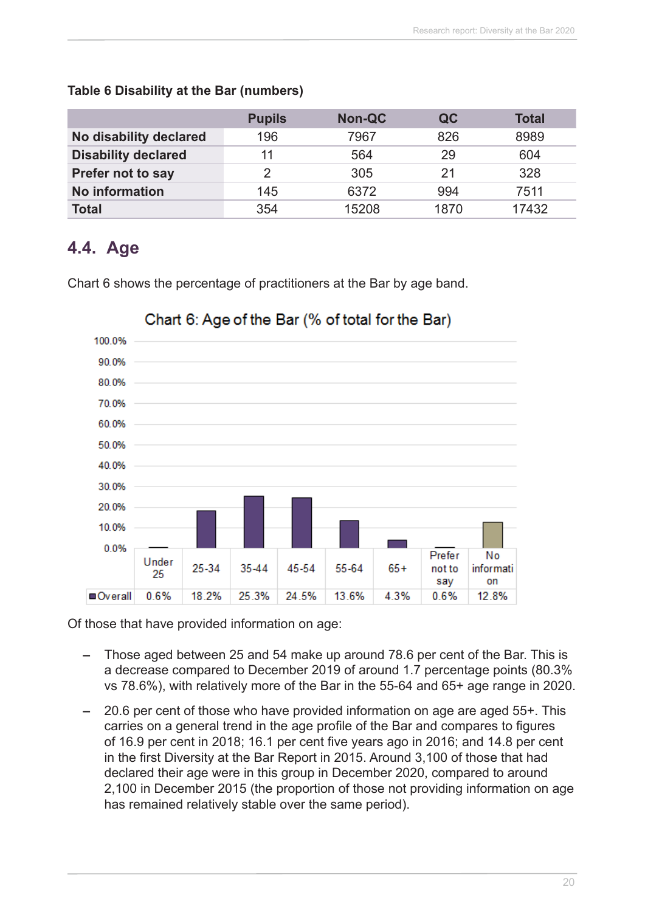**Table 6 Disability at the Bar (numbers)**

| | Pupils | Non-QC | QC | Total |
|---|---|---|---|---|
| **No disability declared** | 196 | 7967 | 826 | 8989 |
| **Disability declared** | 11 | 564 | 29 | 604 |
| **Prefer not to say** | 2 | 305 | 21 | 328 |
| **No information** | 145 | 6372 | 994 | 7511 |
| **Total** | 354 | 15208 | 1870 | 17432 |

## 4.4. Age

Chart 6 shows the percentage of practitioners at the Bar by age band.

Chart 6: Age of the Bar (% of total for the Bar)

| | Under 25 | 25-34 | 35-44 | 45-54 | 55-64 | 65+ | Prefer not to say | No information |
|---|---|---|---|---|---|---|---|---|
| Overall | 0.6% | 18.2% | 25.3% | 24.5% | 13.6% | 4.3% | 0.6% | 12.8% |

Of those that have provided information on age:

- Those aged between 25 and 54 make up around 78.6 per cent of the Bar. This is a decrease compared to December 2019 of around 1.7 percentage points (80.3% vs 78.6%), with relatively more of the Bar in the 55-64 and 65+ age range in 2020.
- 20.6 per cent of those who have provided information on age are aged 55+. This carries on a general trend in the age profile of the Bar and compares to figures of 16.9 per cent in 2018; 16.1 per cent five years ago in 2016; and 14.8 per cent in the first Diversity at the Bar Report in 2015. Around 3,100 of those that had declared their age were in this group in December 2020, compared to around 2,100 in December 2015 (the proportion of those not providing information on age has remained relatively stable over the same period).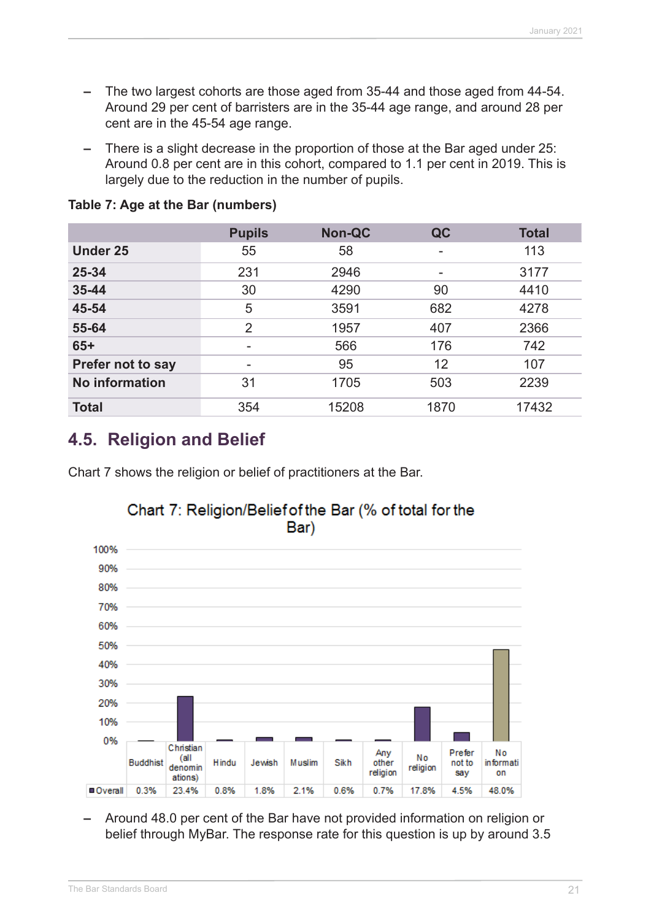- The two largest cohorts are those aged from 35-44 and those aged from 44-54. Around 29 per cent of barristers are in the 35-44 age range, and around 28 per cent are in the 45-54 age range.
- There is a slight decrease in the proportion of those at the Bar aged under 25: Around 0.8 per cent are in this cohort, compared to 1.1 per cent in 2019. This is largely due to the reduction in the number of pupils.

**Table 7: Age at the Bar (numbers)**

| | Pupils | Non-QC | QC | Total |
|---|---|---|---|---|
| **Under 25** | 55 | 58 | - | 113 |
| **25-34** | 231 | 2946 | - | 3177 |
| **35-44** | 30 | 4290 | 90 | 4410 |
| **45-54** | 5 | 3591 | 682 | 4278 |
| **55-64** | 2 | 1957 | 407 | 2366 |
| **65+** | - | 566 | 176 | 742 |
| **Prefer not to say** | - | 95 | 12 | 107 |
| **No information** | 31 | 1705 | 503 | 2239 |
| **Total** | 354 | 15208 | 1870 | 17432 |

## 4.5. Religion and Belief

Chart 7 shows the religion or belief of practitioners at the Bar.

Chart 7: Religion/Belief of the Bar (% of total for the Bar)

| | Buddhist | Christian (all denominations) | Hindu | Jewish | Muslim | Sikh | Any other religion | No religion | Prefer not to say | No information |
|---|---|---|---|---|---|---|---|---|---|---|
| Overall | 0.3% | 23.4% | 0.8% | 1.8% | 2.1% | 0.6% | 0.7% | 17.8% | 4.5% | 48.0% |

- Around 48.0 per cent of the Bar have not provided information on religion or belief through MyBar. The response rate for this question is up by around 3.5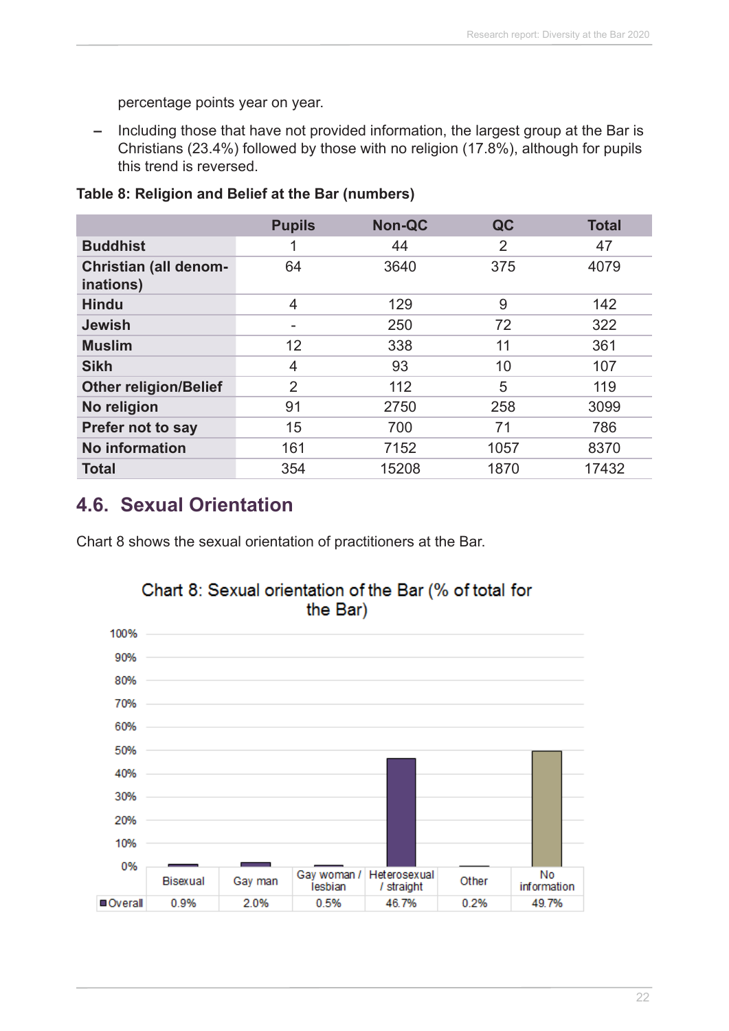percentage points year on year.

– Including those that have not provided information, the largest group at the Bar is Christians (23.4%) followed by those with no religion (17.8%), although for pupils this trend is reversed.

**Table 8: Religion and Belief at the Bar (numbers)**

| | Pupils | Non-QC | QC | Total |
|---|---|---|---|---|
| **Buddhist** | 1 | 44 | 2 | 47 |
| **Christian (all denominations)** | 64 | 3640 | 375 | 4079 |
| **Hindu** | 4 | 129 | 9 | 142 |
| **Jewish** | - | 250 | 72 | 322 |
| **Muslim** | 12 | 338 | 11 | 361 |
| **Sikh** | 4 | 93 | 10 | 107 |
| **Other religion/Belief** | 2 | 112 | 5 | 119 |
| **No religion** | 91 | 2750 | 258 | 3099 |
| **Prefer not to say** | 15 | 700 | 71 | 786 |
| **No information** | 161 | 7152 | 1057 | 8370 |
| **Total** | 354 | 15208 | 1870 | 17432 |

## 4.6. Sexual Orientation

Chart 8 shows the sexual orientation of practitioners at the Bar.

**Chart 8: Sexual orientation of the Bar (% of total for the Bar)**

| | Bisexual | Gay man | Gay woman / lesbian | Heterosexual / straight | Other | No information |
|---|---|---|---|---|---|---|
| Overall | 0.9% | 2.0% | 0.5% | 46.7% | 0.2% | 49.7% |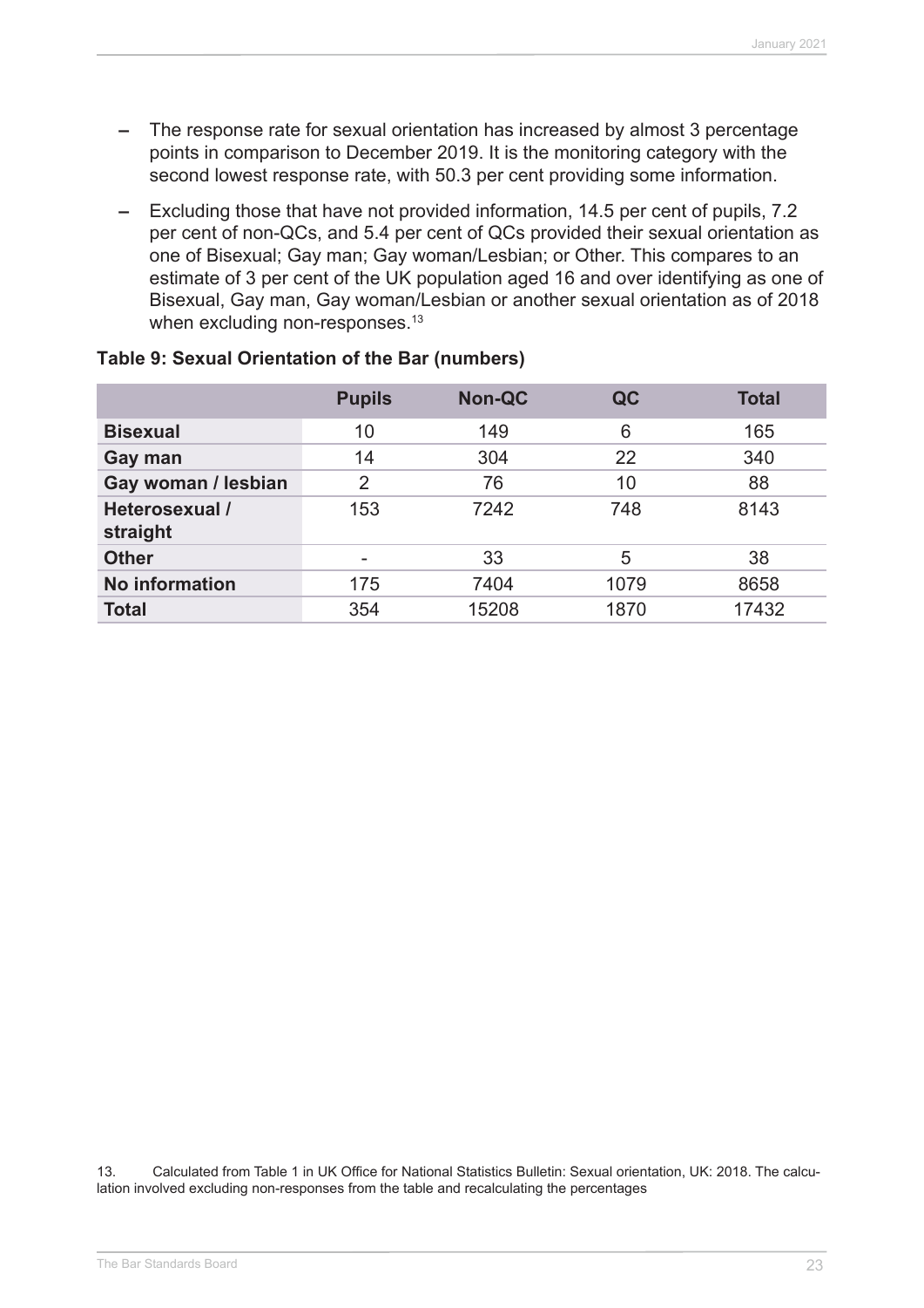- The response rate for sexual orientation has increased by almost 3 percentage points in comparison to December 2019. It is the monitoring category with the second lowest response rate, with 50.3 per cent providing some information.
- Excluding those that have not provided information, 14.5 per cent of pupils, 7.2 per cent of non-QCs, and 5.4 per cent of QCs provided their sexual orientation as one of Bisexual; Gay man; Gay woman/Lesbian; or Other. This compares to an estimate of 3 per cent of the UK population aged 16 and over identifying as one of Bisexual, Gay man, Gay woman/Lesbian or another sexual orientation as of 2018 when excluding non-responses.[13]

**Table 9: Sexual Orientation of the Bar (numbers)**

| | Pupils | Non-QC | QC | Total |
|---|---|---|---|---|
| **Bisexual** | 10 | 149 | 6 | 165 |
| **Gay man** | 14 | 304 | 22 | 340 |
| **Gay woman / lesbian** | 2 | 76 | 10 | 88 |
| **Heterosexual / straight** | 153 | 7242 | 748 | 8143 |
| **Other** | - | 33 | 5 | 38 |
| **No information** | 175 | 7404 | 1079 | 8658 |
| **Total** | 354 | 15208 | 1870 | 17432 |

13. Calculated from Table 1 in UK Office for National Statistics Bulletin: Sexual orientation, UK: 2018. The calculation involved excluding non-responses from the table and recalculating the percentages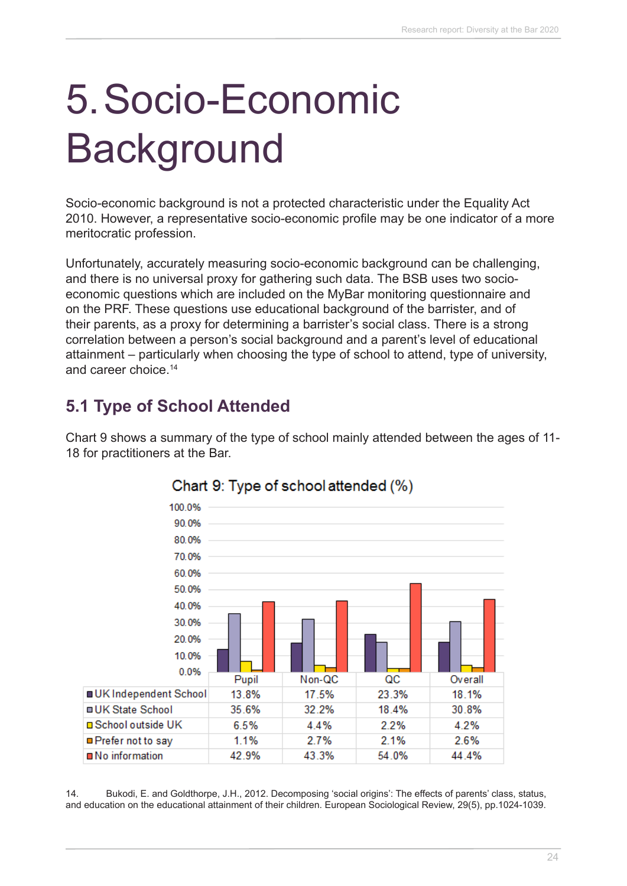# 5. Socio-Economic Background

Socio-economic background is not a protected characteristic under the Equality Act 2010. However, a representative socio-economic profile may be one indicator of a more meritocratic profession.

Unfortunately, accurately measuring socio-economic background can be challenging, and there is no universal proxy for gathering such data. The BSB uses two socio-economic questions which are included on the MyBar monitoring questionnaire and on the PRF. These questions use educational background of the barrister, and of their parents, as a proxy for determining a barrister's social class. There is a strong correlation between a person's social background and a parent's level of educational attainment – particularly when choosing the type of school to attend, type of university, and career choice.[14]

## 5.1 Type of School Attended

Chart 9 shows a summary of the type of school mainly attended between the ages of 11-18 for practitioners at the Bar.

Chart 9: Type of school attended (%)

| | Pupil | Non-QC | QC | Overall |
|---|---|---|---|---|
| UK Independent School | 13.8% | 17.5% | 23.3% | 18.1% |
| UK State School | 35.6% | 32.2% | 18.4% | 30.8% |
| School outside UK | 6.5% | 4.4% | 2.2% | 4.2% |
| Prefer not to say | 1.1% | 2.7% | 2.1% | 2.6% |
| No information | 42.9% | 43.3% | 54.0% | 44.4% |

14. Bukodi, E. and Goldthorpe, J.H., 2012. Decomposing 'social origins': The effects of parents' class, status, and education on the educational attainment of their children. European Sociological Review, 29(5), pp.1024-1039.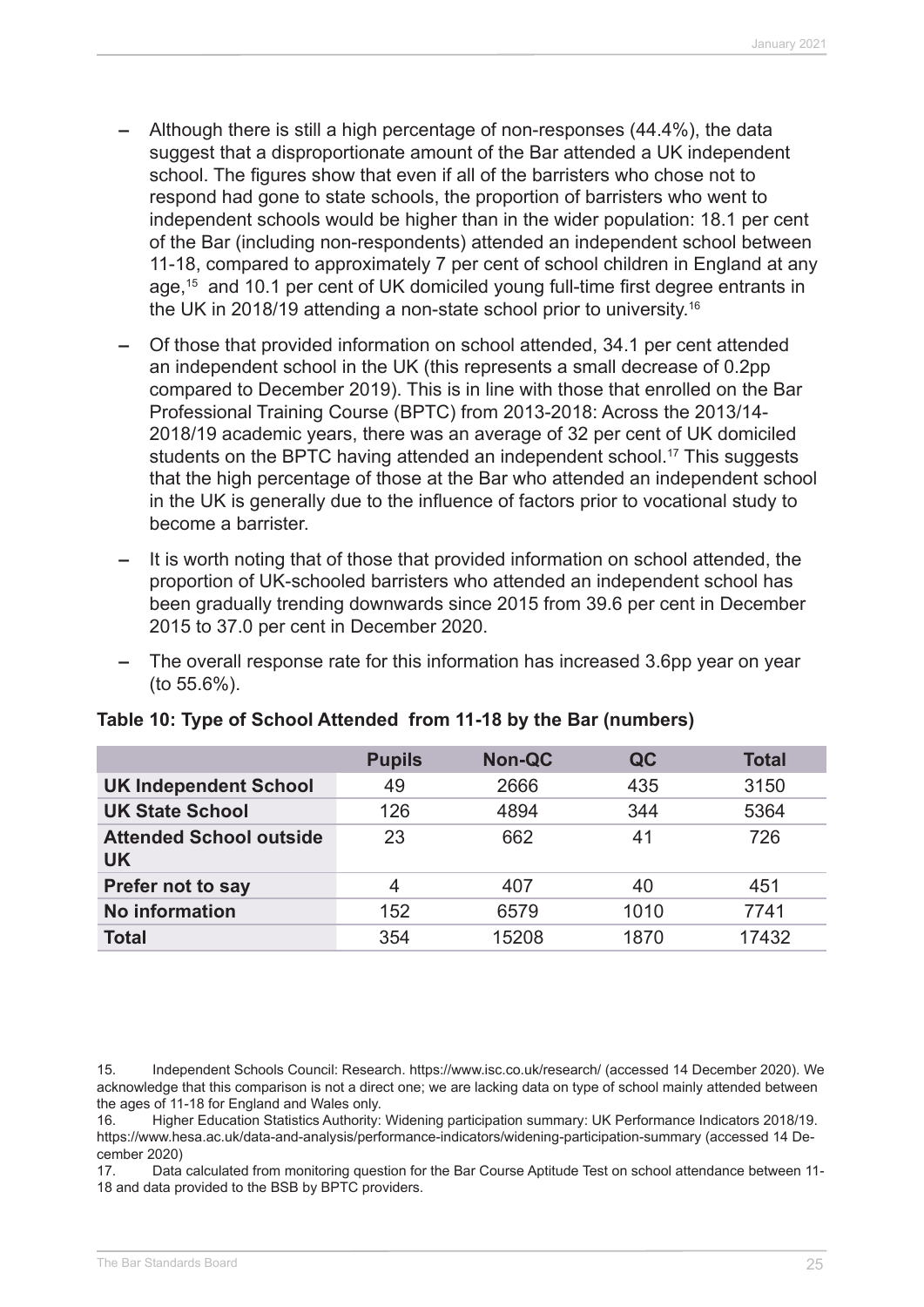- Although there is still a high percentage of non-responses (44.4%), the data suggest that a disproportionate amount of the Bar attended a UK independent school. The figures show that even if all of the barristers who chose not to respond had gone to state schools, the proportion of barristers who went to independent schools would be higher than in the wider population: 18.1 per cent of the Bar (including non-respondents) attended an independent school between 11-18, compared to approximately 7 per cent of school children in England at any age,[15] and 10.1 per cent of UK domiciled young full-time first degree entrants in the UK in 2018/19 attending a non-state school prior to university.[16]
- Of those that provided information on school attended, 34.1 per cent attended an independent school in the UK (this represents a small decrease of 0.2pp compared to December 2019). This is in line with those that enrolled on the Bar Professional Training Course (BPTC) from 2013-2018: Across the 2013/14-2018/19 academic years, there was an average of 32 per cent of UK domiciled students on the BPTC having attended an independent school.[17] This suggests that the high percentage of those at the Bar who attended an independent school in the UK is generally due to the influence of factors prior to vocational study to become a barrister.
- It is worth noting that of those that provided information on school attended, the proportion of UK-schooled barristers who attended an independent school has been gradually trending downwards since 2015 from 39.6 per cent in December 2015 to 37.0 per cent in December 2020.
- The overall response rate for this information has increased 3.6pp year on year (to 55.6%).

**Table 10: Type of School Attended from 11-18 by the Bar (numbers)**

| | Pupils | Non-QC | QC | Total |
|---|---|---|---|---|
| **UK Independent School** | 49 | 2666 | 435 | 3150 |
| **UK State School** | 126 | 4894 | 344 | 5364 |
| **Attended School outside UK** | 23 | 662 | 41 | 726 |
| **Prefer not to say** | 4 | 407 | 40 | 451 |
| **No information** | 152 | 6579 | 1010 | 7741 |
| **Total** | 354 | 15208 | 1870 | 17432 |

15. Independent Schools Council: Research. https://www.isc.co.uk/research/ (accessed 14 December 2020). We acknowledge that this comparison is not a direct one; we are lacking data on type of school mainly attended between the ages of 11-18 for England and Wales only.

16. Higher Education Statistics Authority: Widening participation summary: UK Performance Indicators 2018/19. https://www.hesa.ac.uk/data-and-analysis/performance-indicators/widening-participation-summary (accessed 14 December 2020)

17. Data calculated from monitoring question for the Bar Course Aptitude Test on school attendance between 11-18 and data provided to the BSB by BPTC providers.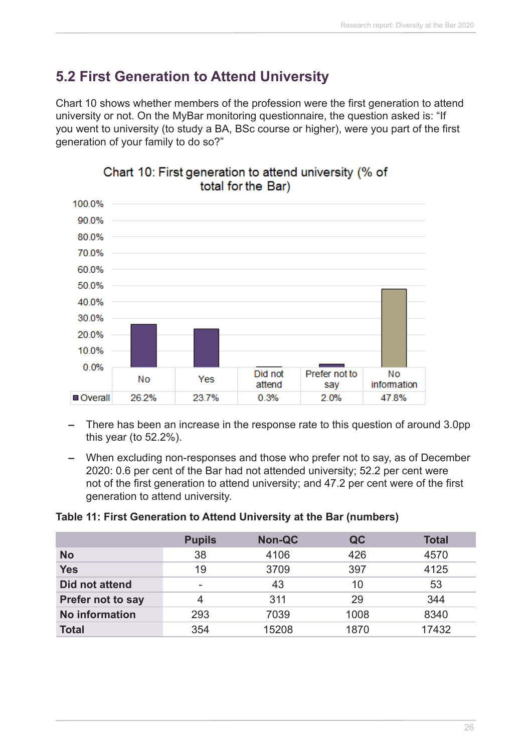## 5.2 First Generation to Attend University

Chart 10 shows whether members of the profession were the first generation to attend university or not. On the MyBar monitoring questionnaire, the question asked is: "If you went to university (to study a BA, BSc course or higher), were you part of the first generation of your family to do so?"

**Chart 10: First generation to attend university (% of total for the Bar)**

| | No | Yes | Did not attend | Prefer not to say | No information |
|---|---|---|---|---|---|
| Overall | 26.2% | 23.7% | 0.3% | 2.0% | 47.8% |

- There has been an increase in the response rate to this question of around 3.0pp this year (to 52.2%).
- When excluding non-responses and those who prefer not to say, as of December 2020: 0.6 per cent of the Bar had not attended university; 52.2 per cent were not of the first generation to attend university; and 47.2 per cent were of the first generation to attend university.

**Table 11: First Generation to Attend University at the Bar (numbers)**

| | Pupils | Non-QC | QC | Total |
|---|---|---|---|---|
| **No** | 38 | 4106 | 426 | 4570 |
| **Yes** | 19 | 3709 | 397 | 4125 |
| **Did not attend** | - | 43 | 10 | 53 |
| **Prefer not to say** | 4 | 311 | 29 | 344 |
| **No information** | 293 | 7039 | 1008 | 8340 |
| **Total** | 354 | 15208 | 1870 | 17432 |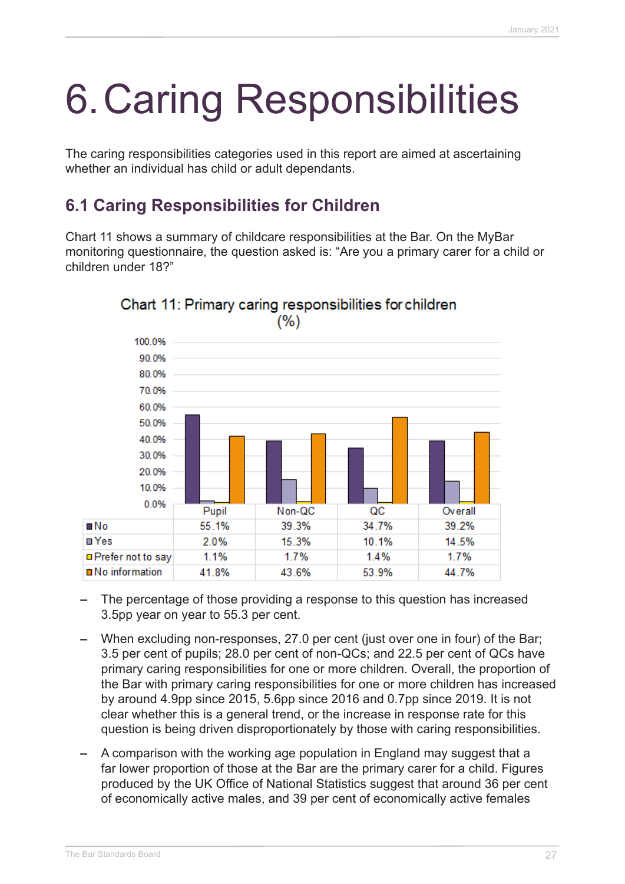# 6. Caring Responsibilities

The caring responsibilities categories used in this report are aimed at ascertaining whether an individual has child or adult dependants.

## 6.1 Caring Responsibilities for Children

Chart 11 shows a summary of childcare responsibilities at the Bar. On the MyBar monitoring questionnaire, the question asked is: "Are you a primary carer for a child or children under 18?"

**Chart 11: Primary caring responsibilities for children (%)**

| | Pupil | Non-QC | QC | Overall |
|---|---|---|---|---|
| No | 55.1% | 39.3% | 34.7% | 39.2% |
| Yes | 2.0% | 15.3% | 10.1% | 14.5% |
| Prefer not to say | 1.1% | 1.7% | 1.4% | 1.7% |
| No information | 41.8% | 43.6% | 53.9% | 44.7% |

- The percentage of those providing a response to this question has increased 3.5pp year on year to 55.3 per cent.
- When excluding non-responses, 27.0 per cent (just over one in four) of the Bar; 3.5 per cent of pupils; 28.0 per cent of non-QCs; and 22.5 per cent of QCs have primary caring responsibilities for one or more children. Overall, the proportion of the Bar with primary caring responsibilities for one or more children has increased by around 4.9pp since 2015, 5.6pp since 2016 and 0.7pp since 2019. It is not clear whether this is a general trend, or the increase in response rate for this question is being driven disproportionately by those with caring responsibilities.
- A comparison with the working age population in England may suggest that a far lower proportion of those at the Bar are the primary carer for a child. Figures produced by the UK Office of National Statistics suggest that around 36 per cent of economically active males, and 39 per cent of economically active females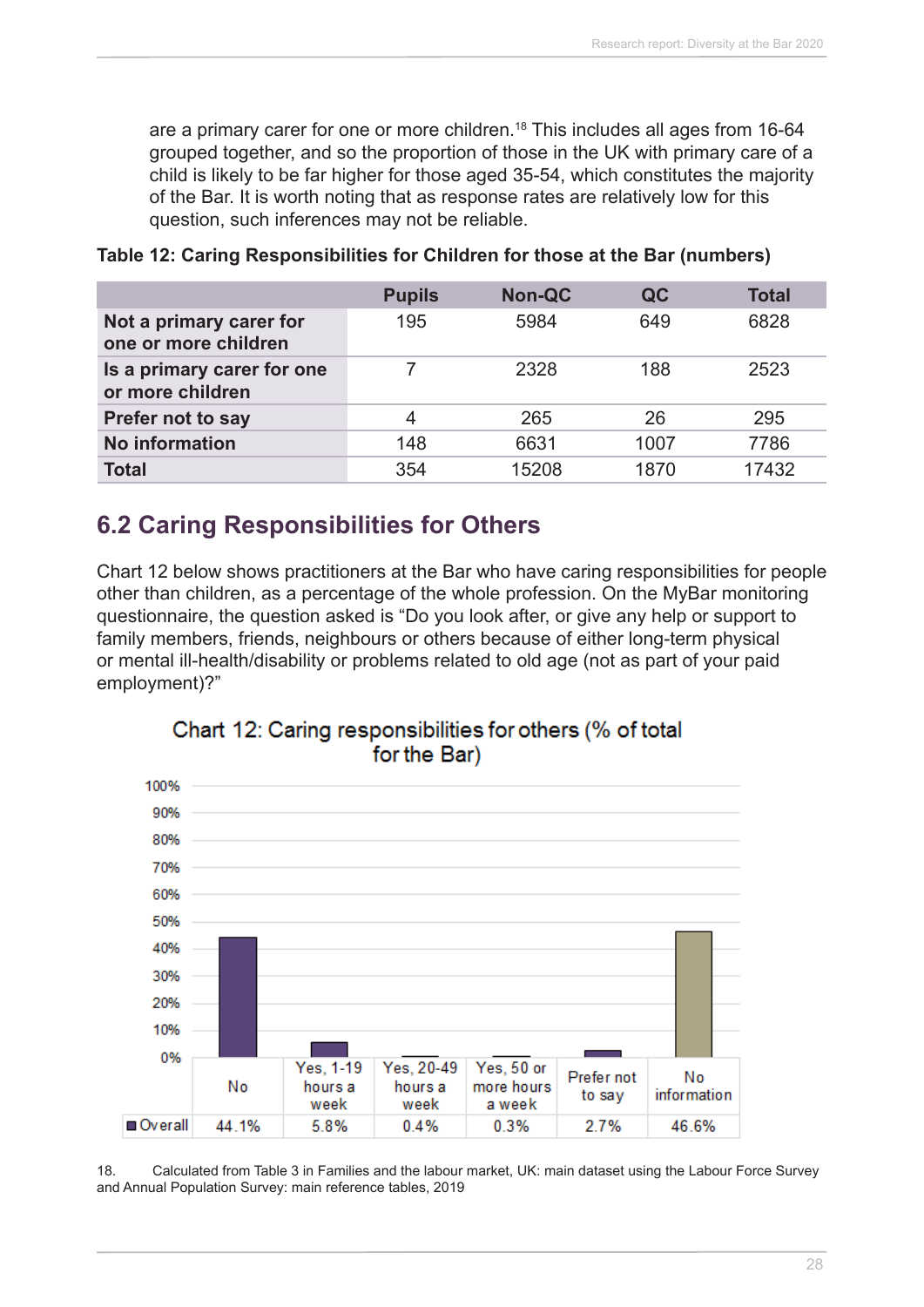are a primary carer for one or more children.[18] This includes all ages from 16-64 grouped together, and so the proportion of those in the UK with primary care of a child is likely to be far higher for those aged 35-54, which constitutes the majority of the Bar. It is worth noting that as response rates are relatively low for this question, such inferences may not be reliable.

**Table 12: Caring Responsibilities for Children for those at the Bar (numbers)**

| | Pupils | Non-QC | QC | Total |
|---|---|---|---|---|
| **Not a primary carer for one or more children** | 195 | 5984 | 649 | 6828 |
| **Is a primary carer for one or more children** | 7 | 2328 | 188 | 2523 |
| **Prefer not to say** | 4 | 265 | 26 | 295 |
| **No information** | 148 | 6631 | 1007 | 7786 |
| **Total** | 354 | 15208 | 1870 | 17432 |

## 6.2 Caring Responsibilities for Others

Chart 12 below shows practitioners at the Bar who have caring responsibilities for people other than children, as a percentage of the whole profession. On the MyBar monitoring questionnaire, the question asked is "Do you look after, or give any help or support to family members, friends, neighbours or others because of either long-term physical or mental ill-health/disability or problems related to old age (not as part of your paid employment)?"

Chart 12: Caring responsibilities for others (% of total for the Bar)

| | No | Yes, 1-19 hours a week | Yes, 20-49 hours a week | Yes, 50 or more hours a week | Prefer not to say | No information |
|---|---|---|---|---|---|---|
| Overall | 44.1% | 5.8% | 0.4% | 0.3% | 2.7% | 46.6% |

18. Calculated from Table 3 in Families and the labour market, UK: main dataset using the Labour Force Survey and Annual Population Survey: main reference tables, 2019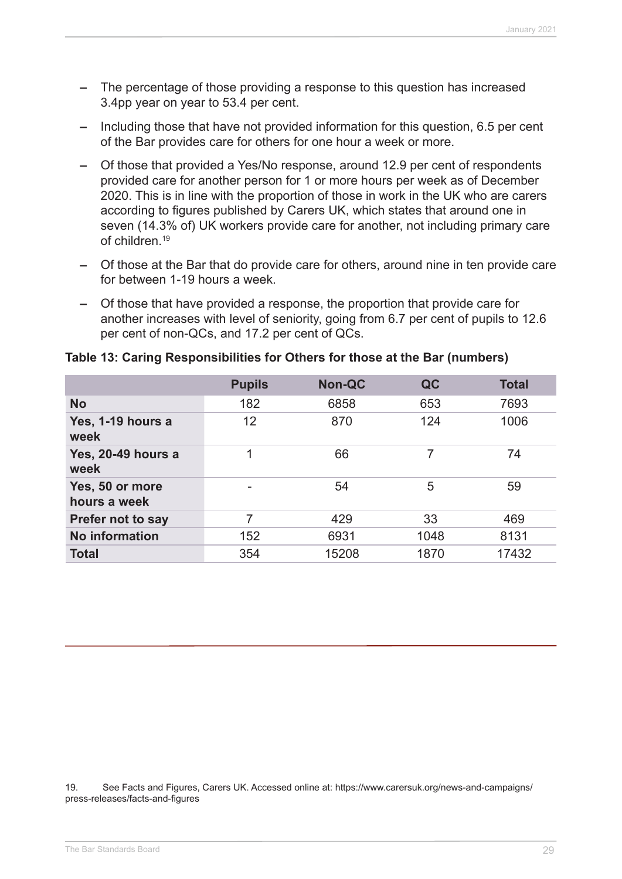- The percentage of those providing a response to this question has increased 3.4pp year on year to 53.4 per cent.
- Including those that have not provided information for this question, 6.5 per cent of the Bar provides care for others for one hour a week or more.
- Of those that provided a Yes/No response, around 12.9 per cent of respondents provided care for another person for 1 or more hours per week as of December 2020. This is in line with the proportion of those in work in the UK who are carers according to figures published by Carers UK, which states that around one in seven (14.3% of) UK workers provide care for another, not including primary care of children.[19]
- Of those at the Bar that do provide care for others, around nine in ten provide care for between 1-19 hours a week.
- Of those that have provided a response, the proportion that provide care for another increases with level of seniority, going from 6.7 per cent of pupils to 12.6 per cent of non-QCs, and 17.2 per cent of QCs.

**Table 13: Caring Responsibilities for Others for those at the Bar (numbers)**

| | Pupils | Non-QC | QC | Total |
|---|---|---|---|---|
| **No** | 182 | 6858 | 653 | 7693 |
| **Yes, 1-19 hours a week** | 12 | 870 | 124 | 1006 |
| **Yes, 20-49 hours a week** | 1 | 66 | 7 | 74 |
| **Yes, 50 or more hours a week** | - | 54 | 5 | 59 |
| **Prefer not to say** | 7 | 429 | 33 | 469 |
| **No information** | 152 | 6931 | 1048 | 8131 |
| **Total** | 354 | 15208 | 1870 | 17432 |

19. See Facts and Figures, Carers UK. Accessed online at: https://www.carersuk.org/news-and-campaigns/press-releases/facts-and-figures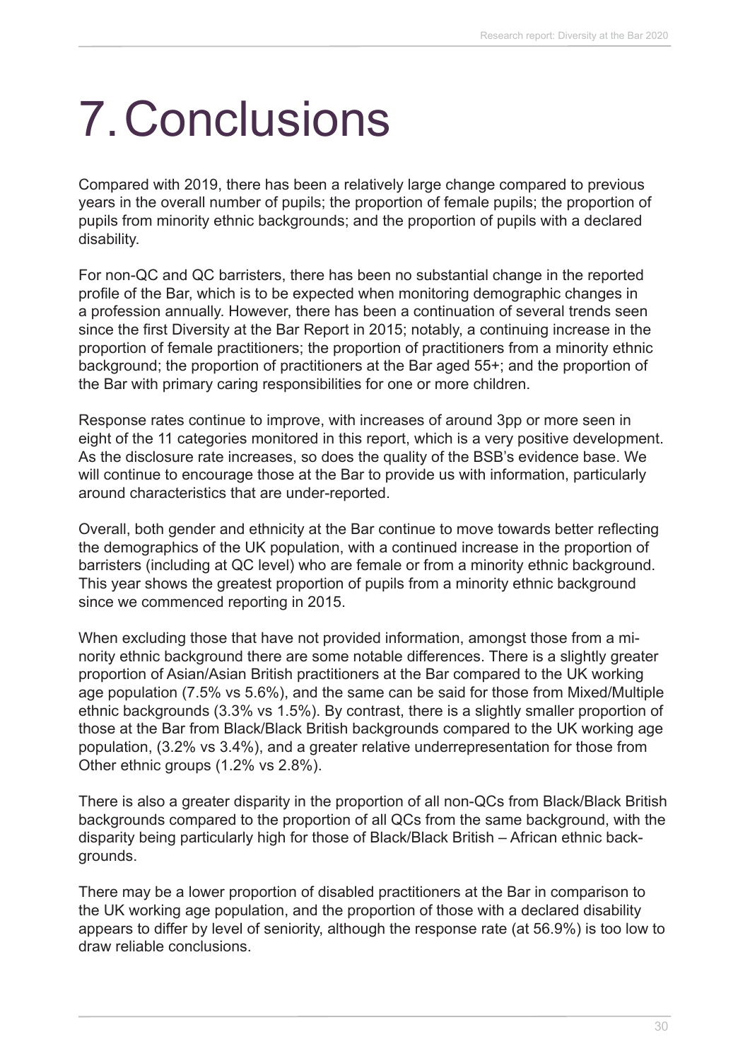# 7. Conclusions

Compared with 2019, there has been a relatively large change compared to previous years in the overall number of pupils; the proportion of female pupils; the proportion of pupils from minority ethnic backgrounds; and the proportion of pupils with a declared disability.

For non-QC and QC barristers, there has been no substantial change in the reported profile of the Bar, which is to be expected when monitoring demographic changes in a profession annually. However, there has been a continuation of several trends seen since the first Diversity at the Bar Report in 2015; notably, a continuing increase in the proportion of female practitioners; the proportion of practitioners from a minority ethnic background; the proportion of practitioners at the Bar aged 55+; and the proportion of the Bar with primary caring responsibilities for one or more children.

Response rates continue to improve, with increases of around 3pp or more seen in eight of the 11 categories monitored in this report, which is a very positive development. As the disclosure rate increases, so does the quality of the BSB's evidence base. We will continue to encourage those at the Bar to provide us with information, particularly around characteristics that are under-reported.

Overall, both gender and ethnicity at the Bar continue to move towards better reflecting the demographics of the UK population, with a continued increase in the proportion of barristers (including at QC level) who are female or from a minority ethnic background. This year shows the greatest proportion of pupils from a minority ethnic background since we commenced reporting in 2015.

When excluding those that have not provided information, amongst those from a minority ethnic background there are some notable differences. There is a slightly greater proportion of Asian/Asian British practitioners at the Bar compared to the UK working age population (7.5% vs 5.6%), and the same can be said for those from Mixed/Multiple ethnic backgrounds (3.3% vs 1.5%). By contrast, there is a slightly smaller proportion of those at the Bar from Black/Black British backgrounds compared to the UK working age population, (3.2% vs 3.4%), and a greater relative underrepresentation for those from Other ethnic groups (1.2% vs 2.8%).

There is also a greater disparity in the proportion of all non-QCs from Black/Black British backgrounds compared to the proportion of all QCs from the same background, with the disparity being particularly high for those of Black/Black British – African ethnic backgrounds.

There may be a lower proportion of disabled practitioners at the Bar in comparison to the UK working age population, and the proportion of those with a declared disability appears to differ by level of seniority, although the response rate (at 56.9%) is too low to draw reliable conclusions.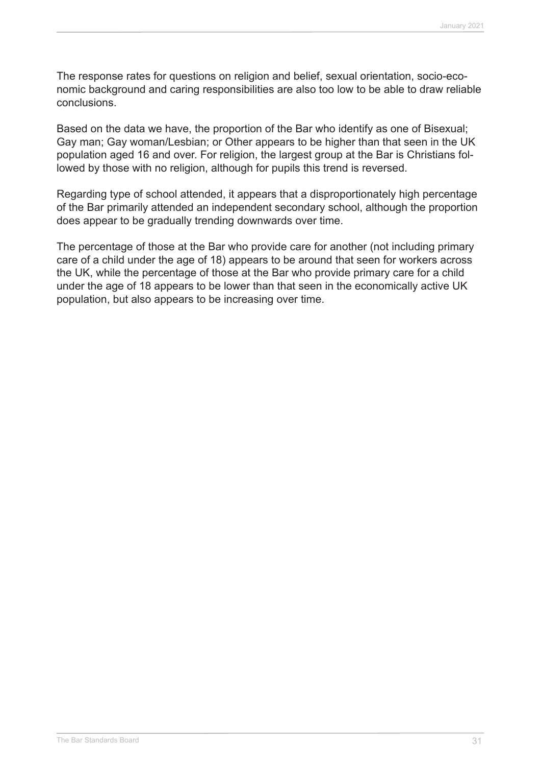The response rates for questions on religion and belief, sexual orientation, socio-economic background and caring responsibilities are also too low to be able to draw reliable conclusions.

Based on the data we have, the proportion of the Bar who identify as one of Bisexual; Gay man; Gay woman/Lesbian; or Other appears to be higher than that seen in the UK population aged 16 and over. For religion, the largest group at the Bar is Christians followed by those with no religion, although for pupils this trend is reversed.

Regarding type of school attended, it appears that a disproportionately high percentage of the Bar primarily attended an independent secondary school, although the proportion does appear to be gradually trending downwards over time.

The percentage of those at the Bar who provide care for another (not including primary care of a child under the age of 18) appears to be around that seen for workers across the UK, while the percentage of those at the Bar who provide primary care for a child under the age of 18 appears to be lower than that seen in the economically active UK population, but also appears to be increasing over time.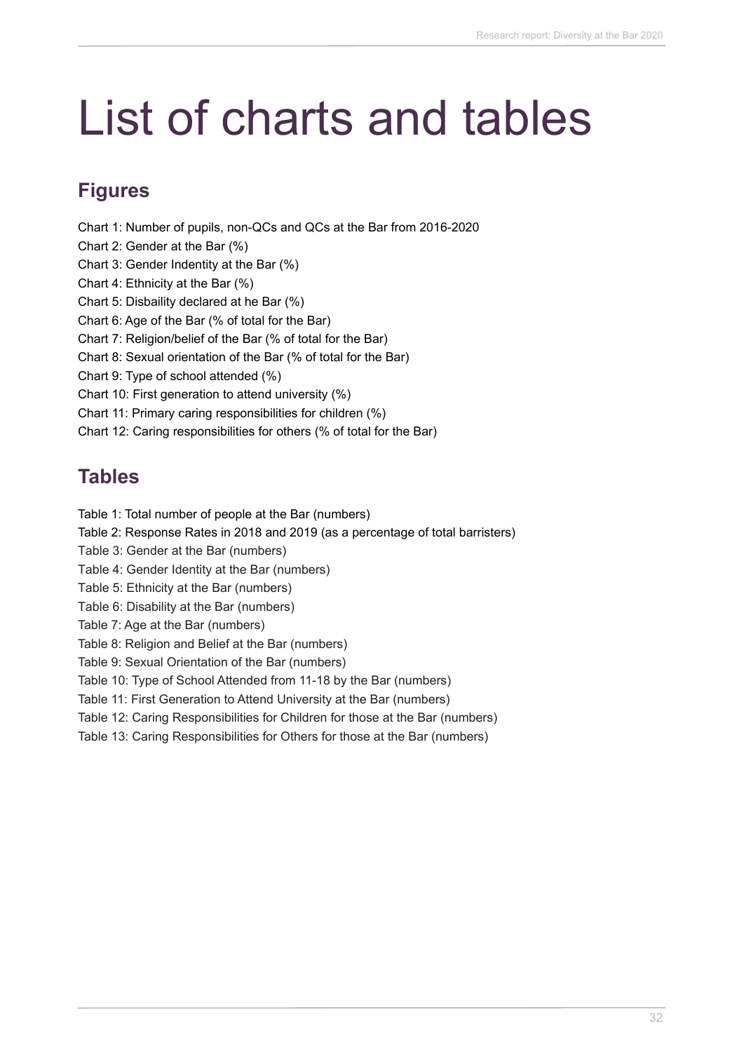# List of charts and tables

## Figures

Chart 1: Number of pupils, non-QCs and QCs at the Bar from 2016-2020
Chart 2: Gender at the Bar (%)
Chart 3: Gender Indentity at the Bar (%)
Chart 4: Ethnicity at the Bar (%)
Chart 5: Disbaility declared at he Bar (%)
Chart 6: Age of the Bar (% of total for the Bar)
Chart 7: Religion/belief of the Bar (% of total for the Bar)
Chart 8: Sexual orientation of the Bar (% of total for the Bar)
Chart 9: Type of school attended (%)
Chart 10: First generation to attend university (%)
Chart 11: Primary caring responsibilities for children (%)
Chart 12: Caring responsibilities for others (% of total for the Bar)

## Tables

Table 1: Total number of people at the Bar (numbers)
Table 2: Response Rates in 2018 and 2019 (as a percentage of total barristers)
Table 3: Gender at the Bar (numbers)
Table 4: Gender Identity at the Bar (numbers)
Table 5: Ethnicity at the Bar (numbers)
Table 6: Disability at the Bar (numbers)
Table 7: Age at the Bar (numbers)
Table 8: Religion and Belief at the Bar (numbers)
Table 9: Sexual Orientation of the Bar (numbers)
Table 10: Type of School Attended from 11-18 by the Bar (numbers)
Table 11: First Generation to Attend University at the Bar (numbers)
Table 12: Caring Responsibilities for Children for those at the Bar (numbers)
Table 13: Caring Responsibilities for Others for those at the Bar (numbers)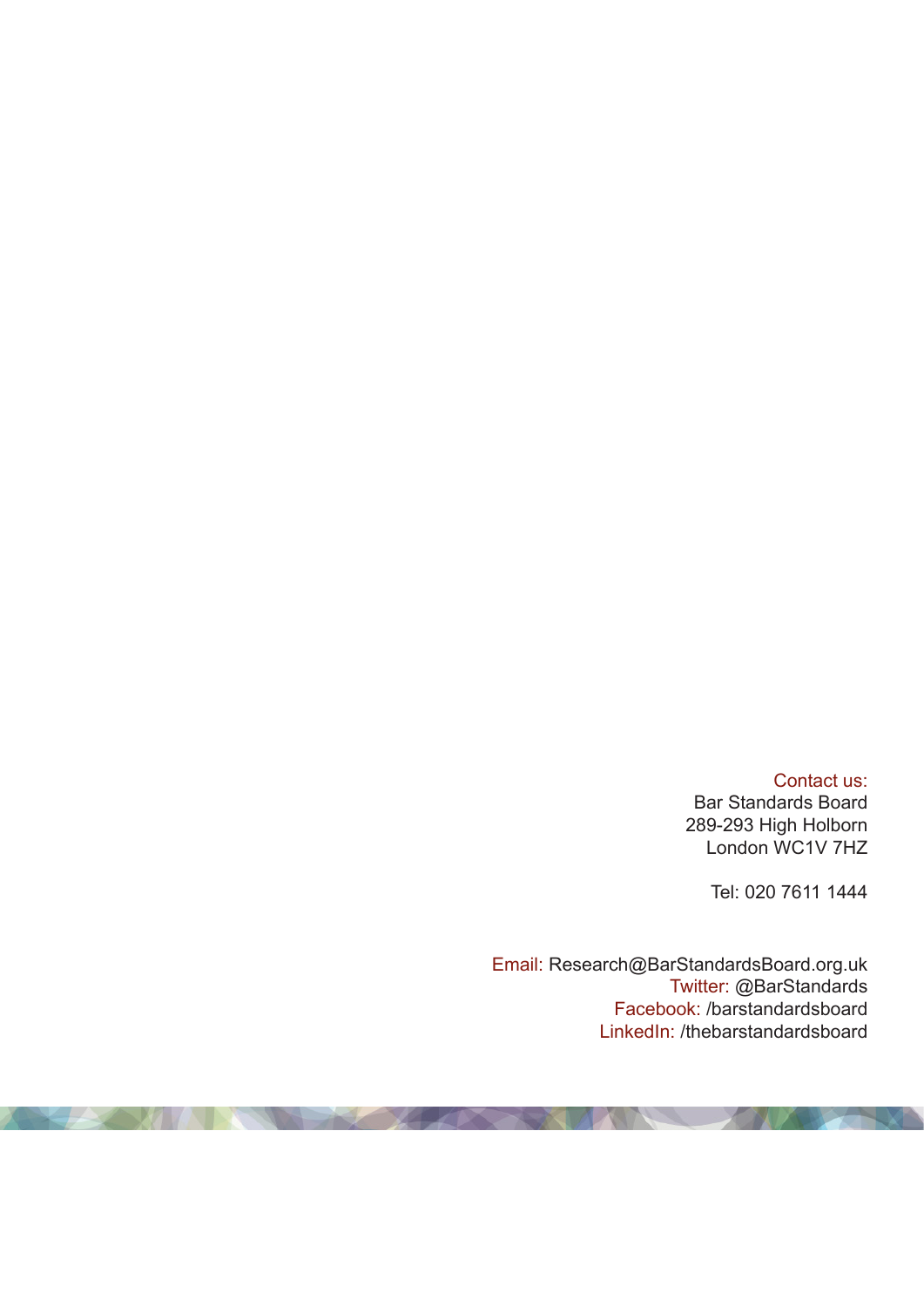Contact us:
Bar Standards Board
289-293 High Holborn
London WC1V 7HZ

Tel: 020 7611 1444

Email: Research@BarStandardsBoard.org.uk
Twitter: @BarStandards
Facebook: /barstandardsboard
LinkedIn: /thebarstandardsboard